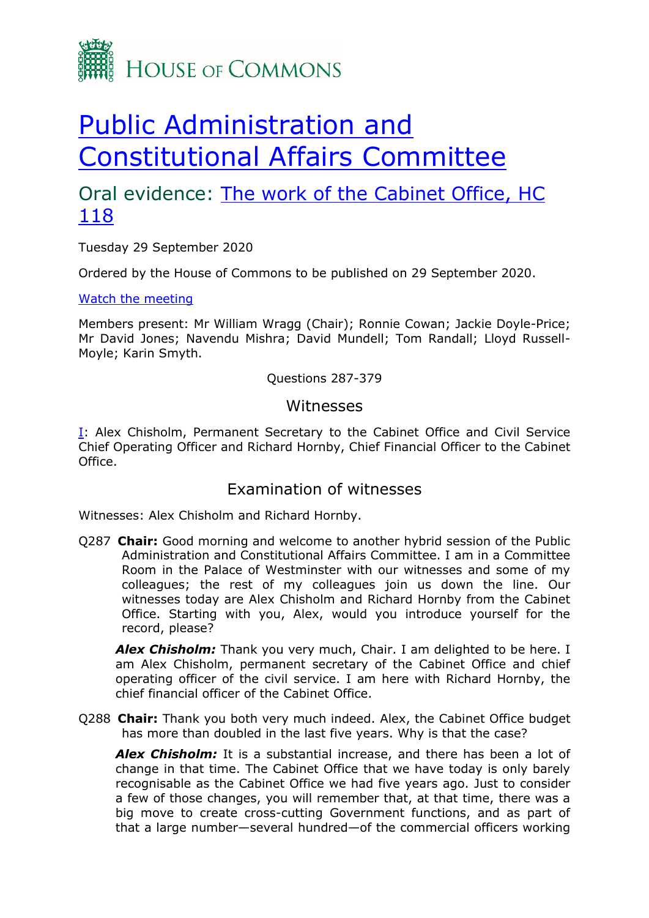House of Commons

# Public Administration and Constitutional Affairs Committee

## Oral evidence: The work of the Cabinet Office, HC 118

Tuesday 29 September 2020

Ordered by the House of Commons to be published on 29 September 2020.

Watch the meeting

Members present: Mr William Wragg (Chair); Ronnie Cowan; Jackie Doyle-Price; Mr David Jones; Navendu Mishra; David Mundell; Tom Randall; Lloyd Russell-Moyle; Karin Smyth.

Questions 287-379

### Witnesses

I: Alex Chisholm, Permanent Secretary to the Cabinet Office and Civil Service Chief Operating Officer and Richard Hornby, Chief Financial Officer to the Cabinet Office.

### Examination of witnesses

Witnesses: Alex Chisholm and Richard Hornby.

Q287 **Chair:** Good morning and welcome to another hybrid session of the Public Administration and Constitutional Affairs Committee. I am in a Committee Room in the Palace of Westminster with our witnesses and some of my colleagues; the rest of my colleagues join us down the line. Our witnesses today are Alex Chisholm and Richard Hornby from the Cabinet Office. Starting with you, Alex, would you introduce yourself for the record, please?

***Alex Chisholm:*** Thank you very much, Chair. I am delighted to be here. I am Alex Chisholm, permanent secretary of the Cabinet Office and chief operating officer of the civil service. I am here with Richard Hornby, the chief financial officer of the Cabinet Office.

Q288 **Chair:** Thank you both very much indeed. Alex, the Cabinet Office budget has more than doubled in the last five years. Why is that the case?

***Alex Chisholm:*** It is a substantial increase, and there has been a lot of change in that time. The Cabinet Office that we have today is only barely recognisable as the Cabinet Office we had five years ago. Just to consider a few of those changes, you will remember that, at that time, there was a big move to create cross-cutting Government functions, and as part of that a large number—several hundred—of the commercial officers working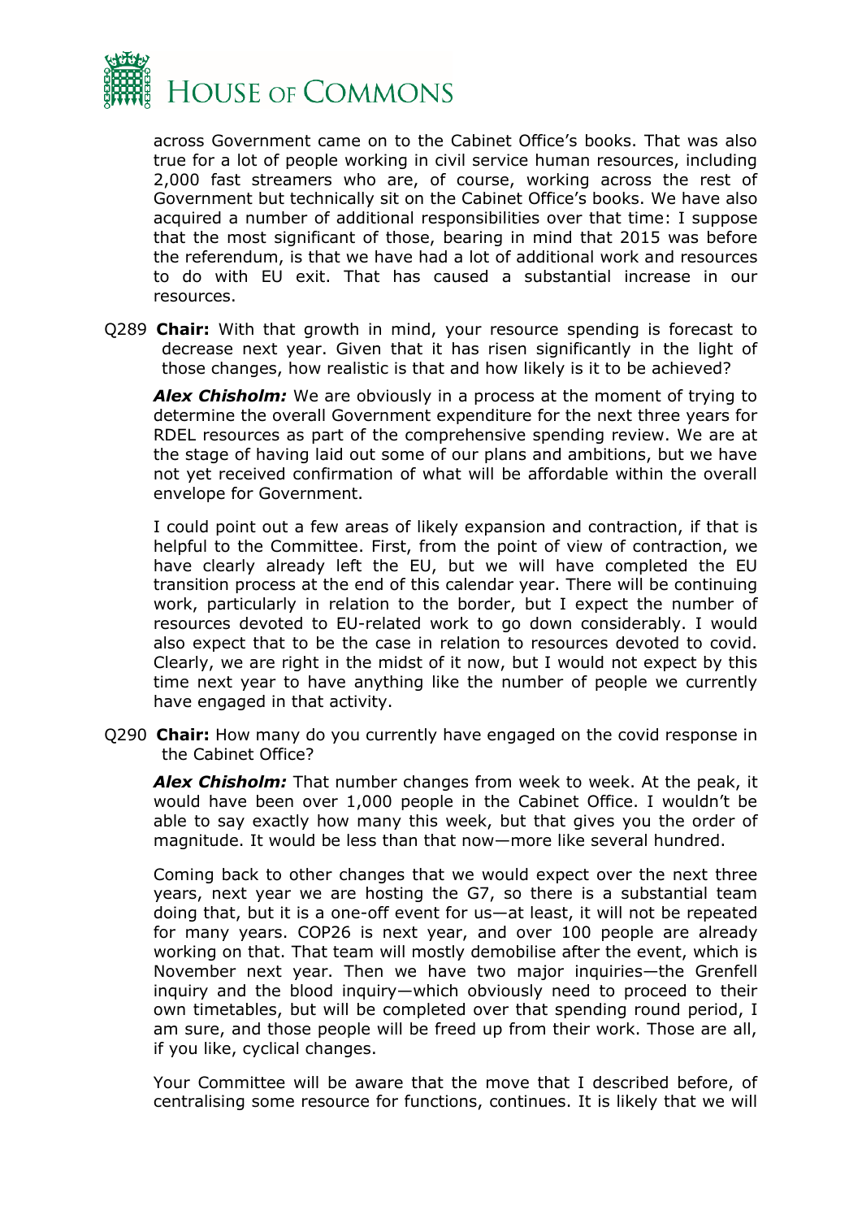across Government came on to the Cabinet Office's books. That was also true for a lot of people working in civil service human resources, including 2,000 fast streamers who are, of course, working across the rest of Government but technically sit on the Cabinet Office's books. We have also acquired a number of additional responsibilities over that time: I suppose that the most significant of those, bearing in mind that 2015 was before the referendum, is that we have had a lot of additional work and resources to do with EU exit. That has caused a substantial increase in our resources.

Q289 **Chair:** With that growth in mind, your resource spending is forecast to decrease next year. Given that it has risen significantly in the light of those changes, how realistic is that and how likely is it to be achieved?

***Alex Chisholm:*** We are obviously in a process at the moment of trying to determine the overall Government expenditure for the next three years for RDEL resources as part of the comprehensive spending review. We are at the stage of having laid out some of our plans and ambitions, but we have not yet received confirmation of what will be affordable within the overall envelope for Government.

I could point out a few areas of likely expansion and contraction, if that is helpful to the Committee. First, from the point of view of contraction, we have clearly already left the EU, but we will have completed the EU transition process at the end of this calendar year. There will be continuing work, particularly in relation to the border, but I expect the number of resources devoted to EU-related work to go down considerably. I would also expect that to be the case in relation to resources devoted to covid. Clearly, we are right in the midst of it now, but I would not expect by this time next year to have anything like the number of people we currently have engaged in that activity.

Q290 **Chair:** How many do you currently have engaged on the covid response in the Cabinet Office?

***Alex Chisholm:*** That number changes from week to week. At the peak, it would have been over 1,000 people in the Cabinet Office. I wouldn't be able to say exactly how many this week, but that gives you the order of magnitude. It would be less than that now—more like several hundred.

Coming back to other changes that we would expect over the next three years, next year we are hosting the G7, so there is a substantial team doing that, but it is a one-off event for us—at least, it will not be repeated for many years. COP26 is next year, and over 100 people are already working on that. That team will mostly demobilise after the event, which is November next year. Then we have two major inquiries—the Grenfell inquiry and the blood inquiry—which obviously need to proceed to their own timetables, but will be completed over that spending round period, I am sure, and those people will be freed up from their work. Those are all, if you like, cyclical changes.

Your Committee will be aware that the move that I described before, of centralising some resource for functions, continues. It is likely that we will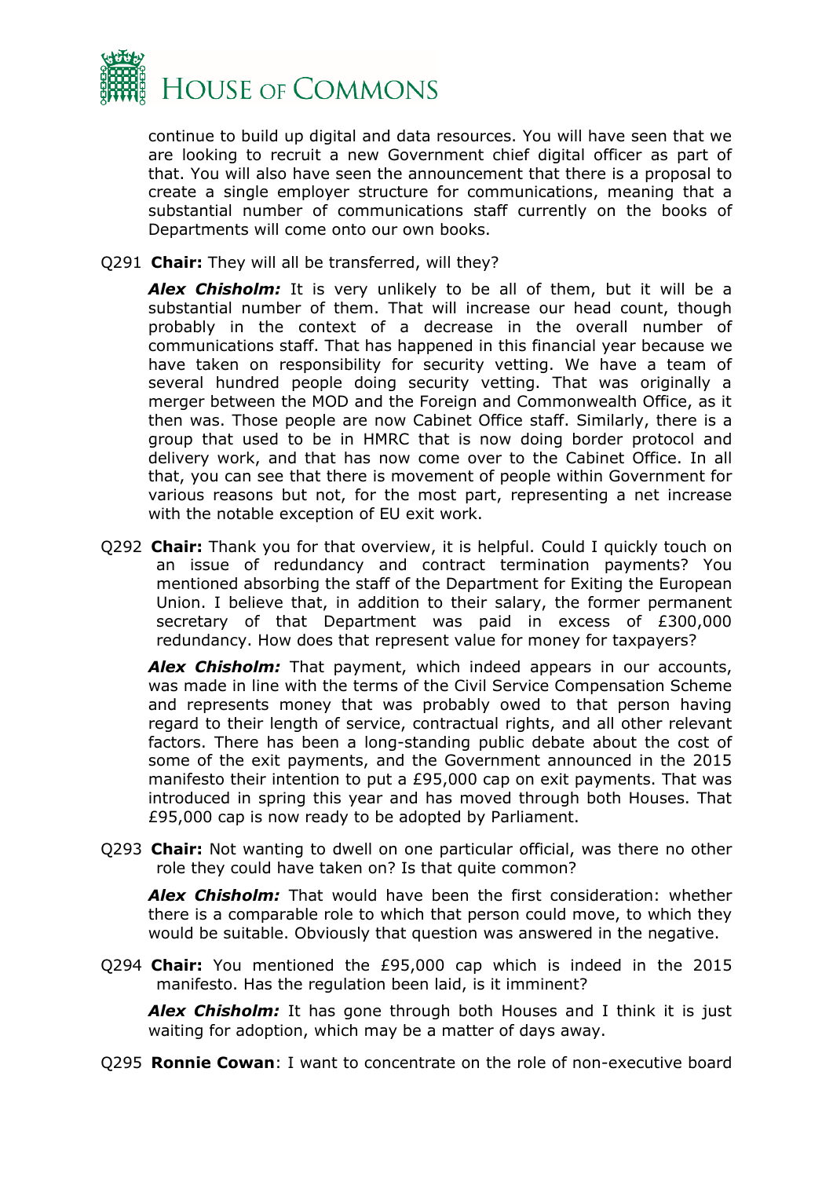continue to build up digital and data resources. You will have seen that we are looking to recruit a new Government chief digital officer as part of that. You will also have seen the announcement that there is a proposal to create a single employer structure for communications, meaning that a substantial number of communications staff currently on the books of Departments will come onto our own books.

Q291 **Chair:** They will all be transferred, will they?

***Alex Chisholm:*** It is very unlikely to be all of them, but it will be a substantial number of them. That will increase our head count, though probably in the context of a decrease in the overall number of communications staff. That has happened in this financial year because we have taken on responsibility for security vetting. We have a team of several hundred people doing security vetting. That was originally a merger between the MOD and the Foreign and Commonwealth Office, as it then was. Those people are now Cabinet Office staff. Similarly, there is a group that used to be in HMRC that is now doing border protocol and delivery work, and that has now come over to the Cabinet Office. In all that, you can see that there is movement of people within Government for various reasons but not, for the most part, representing a net increase with the notable exception of EU exit work.

Q292 **Chair:** Thank you for that overview, it is helpful. Could I quickly touch on an issue of redundancy and contract termination payments? You mentioned absorbing the staff of the Department for Exiting the European Union. I believe that, in addition to their salary, the former permanent secretary of that Department was paid in excess of £300,000 redundancy. How does that represent value for money for taxpayers?

***Alex Chisholm:*** That payment, which indeed appears in our accounts, was made in line with the terms of the Civil Service Compensation Scheme and represents money that was probably owed to that person having regard to their length of service, contractual rights, and all other relevant factors. There has been a long-standing public debate about the cost of some of the exit payments, and the Government announced in the 2015 manifesto their intention to put a £95,000 cap on exit payments. That was introduced in spring this year and has moved through both Houses. That £95,000 cap is now ready to be adopted by Parliament.

Q293 **Chair:** Not wanting to dwell on one particular official, was there no other role they could have taken on? Is that quite common?

***Alex Chisholm:*** That would have been the first consideration: whether there is a comparable role to which that person could move, to which they would be suitable. Obviously that question was answered in the negative.

Q294 **Chair:** You mentioned the £95,000 cap which is indeed in the 2015 manifesto. Has the regulation been laid, is it imminent?

***Alex Chisholm:*** It has gone through both Houses and I think it is just waiting for adoption, which may be a matter of days away.

Q295 **Ronnie Cowan**: I want to concentrate on the role of non-executive board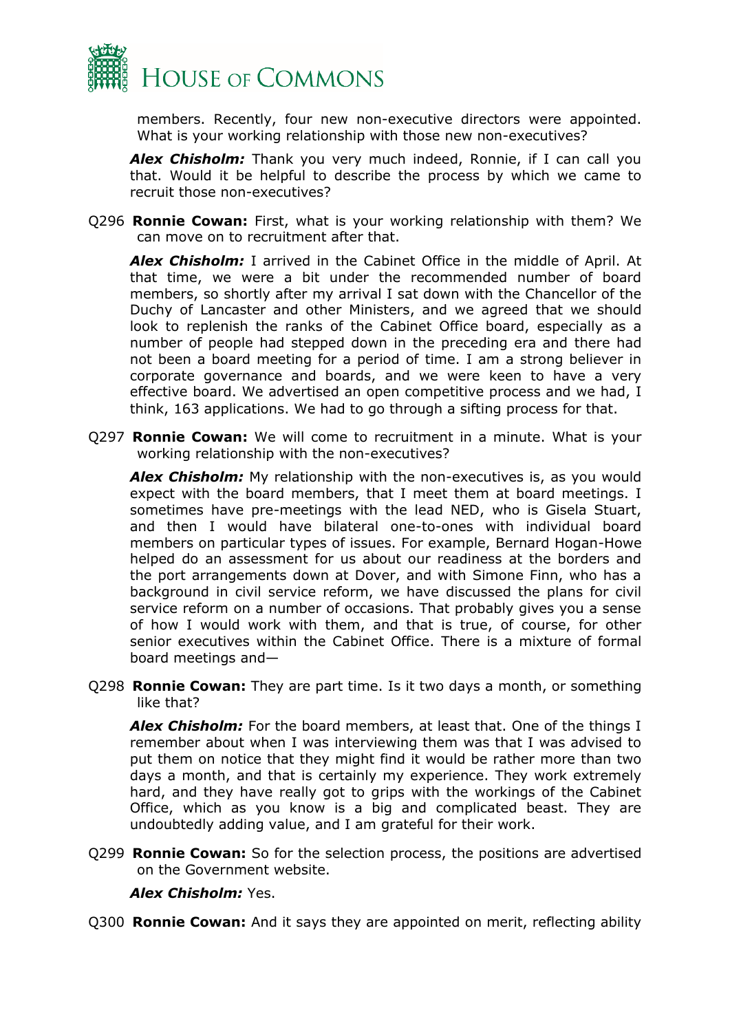members. Recently, four new non-executive directors were appointed. What is your working relationship with those new non-executives?

***Alex Chisholm:*** Thank you very much indeed, Ronnie, if I can call you that. Would it be helpful to describe the process by which we came to recruit those non-executives?

Q296 **Ronnie Cowan:** First, what is your working relationship with them? We can move on to recruitment after that.

***Alex Chisholm:*** I arrived in the Cabinet Office in the middle of April. At that time, we were a bit under the recommended number of board members, so shortly after my arrival I sat down with the Chancellor of the Duchy of Lancaster and other Ministers, and we agreed that we should look to replenish the ranks of the Cabinet Office board, especially as a number of people had stepped down in the preceding era and there had not been a board meeting for a period of time. I am a strong believer in corporate governance and boards, and we were keen to have a very effective board. We advertised an open competitive process and we had, I think, 163 applications. We had to go through a sifting process for that.

Q297 **Ronnie Cowan:** We will come to recruitment in a minute. What is your working relationship with the non-executives?

***Alex Chisholm:*** My relationship with the non-executives is, as you would expect with the board members, that I meet them at board meetings. I sometimes have pre-meetings with the lead NED, who is Gisela Stuart, and then I would have bilateral one-to-ones with individual board members on particular types of issues. For example, Bernard Hogan-Howe helped do an assessment for us about our readiness at the borders and the port arrangements down at Dover, and with Simone Finn, who has a background in civil service reform, we have discussed the plans for civil service reform on a number of occasions. That probably gives you a sense of how I would work with them, and that is true, of course, for other senior executives within the Cabinet Office. There is a mixture of formal board meetings and—

Q298 **Ronnie Cowan:** They are part time. Is it two days a month, or something like that?

***Alex Chisholm:*** For the board members, at least that. One of the things I remember about when I was interviewing them was that I was advised to put them on notice that they might find it would be rather more than two days a month, and that is certainly my experience. They work extremely hard, and they have really got to grips with the workings of the Cabinet Office, which as you know is a big and complicated beast. They are undoubtedly adding value, and I am grateful for their work.

Q299 **Ronnie Cowan:** So for the selection process, the positions are advertised on the Government website.

***Alex Chisholm:*** Yes.

Q300 **Ronnie Cowan:** And it says they are appointed on merit, reflecting ability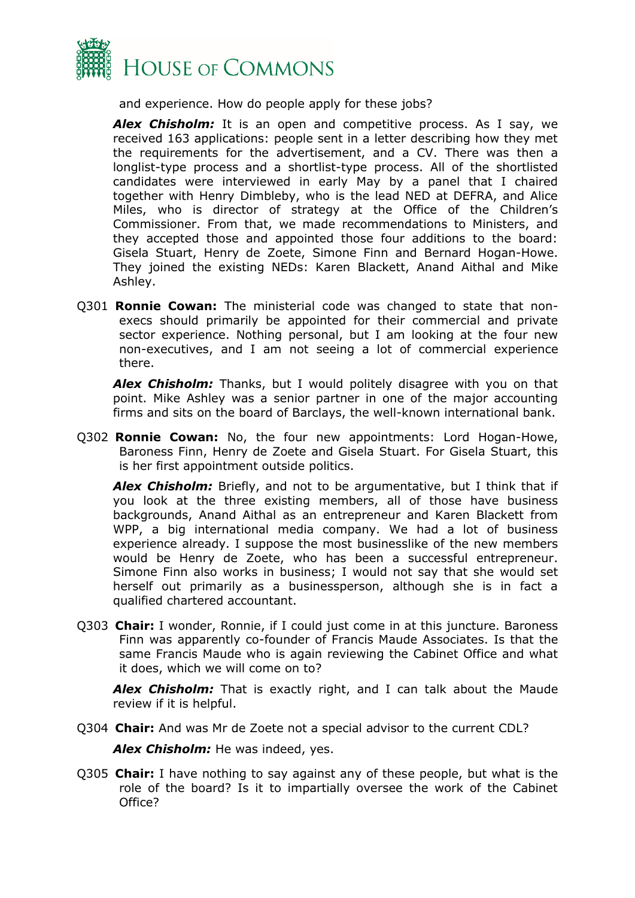and experience. How do people apply for these jobs?

***Alex Chisholm:*** It is an open and competitive process. As I say, we received 163 applications: people sent in a letter describing how they met the requirements for the advertisement, and a CV. There was then a longlist-type process and a shortlist-type process. All of the shortlisted candidates were interviewed in early May by a panel that I chaired together with Henry Dimbleby, who is the lead NED at DEFRA, and Alice Miles, who is director of strategy at the Office of the Children's Commissioner. From that, we made recommendations to Ministers, and they accepted those and appointed those four additions to the board: Gisela Stuart, Henry de Zoete, Simone Finn and Bernard Hogan-Howe. They joined the existing NEDs: Karen Blackett, Anand Aithal and Mike Ashley.

Q301 **Ronnie Cowan:** The ministerial code was changed to state that non-execs should primarily be appointed for their commercial and private sector experience. Nothing personal, but I am looking at the four new non-executives, and I am not seeing a lot of commercial experience there.

***Alex Chisholm:*** Thanks, but I would politely disagree with you on that point. Mike Ashley was a senior partner in one of the major accounting firms and sits on the board of Barclays, the well-known international bank.

Q302 **Ronnie Cowan:** No, the four new appointments: Lord Hogan-Howe, Baroness Finn, Henry de Zoete and Gisela Stuart. For Gisela Stuart, this is her first appointment outside politics.

***Alex Chisholm:*** Briefly, and not to be argumentative, but I think that if you look at the three existing members, all of those have business backgrounds, Anand Aithal as an entrepreneur and Karen Blackett from WPP, a big international media company. We had a lot of business experience already. I suppose the most businesslike of the new members would be Henry de Zoete, who has been a successful entrepreneur. Simone Finn also works in business; I would not say that she would set herself out primarily as a businessperson, although she is in fact a qualified chartered accountant.

Q303 **Chair:** I wonder, Ronnie, if I could just come in at this juncture. Baroness Finn was apparently co-founder of Francis Maude Associates. Is that the same Francis Maude who is again reviewing the Cabinet Office and what it does, which we will come on to?

***Alex Chisholm:*** That is exactly right, and I can talk about the Maude review if it is helpful.

Q304 **Chair:** And was Mr de Zoete not a special advisor to the current CDL?

***Alex Chisholm:*** He was indeed, yes.

Q305 **Chair:** I have nothing to say against any of these people, but what is the role of the board? Is it to impartially oversee the work of the Cabinet Office?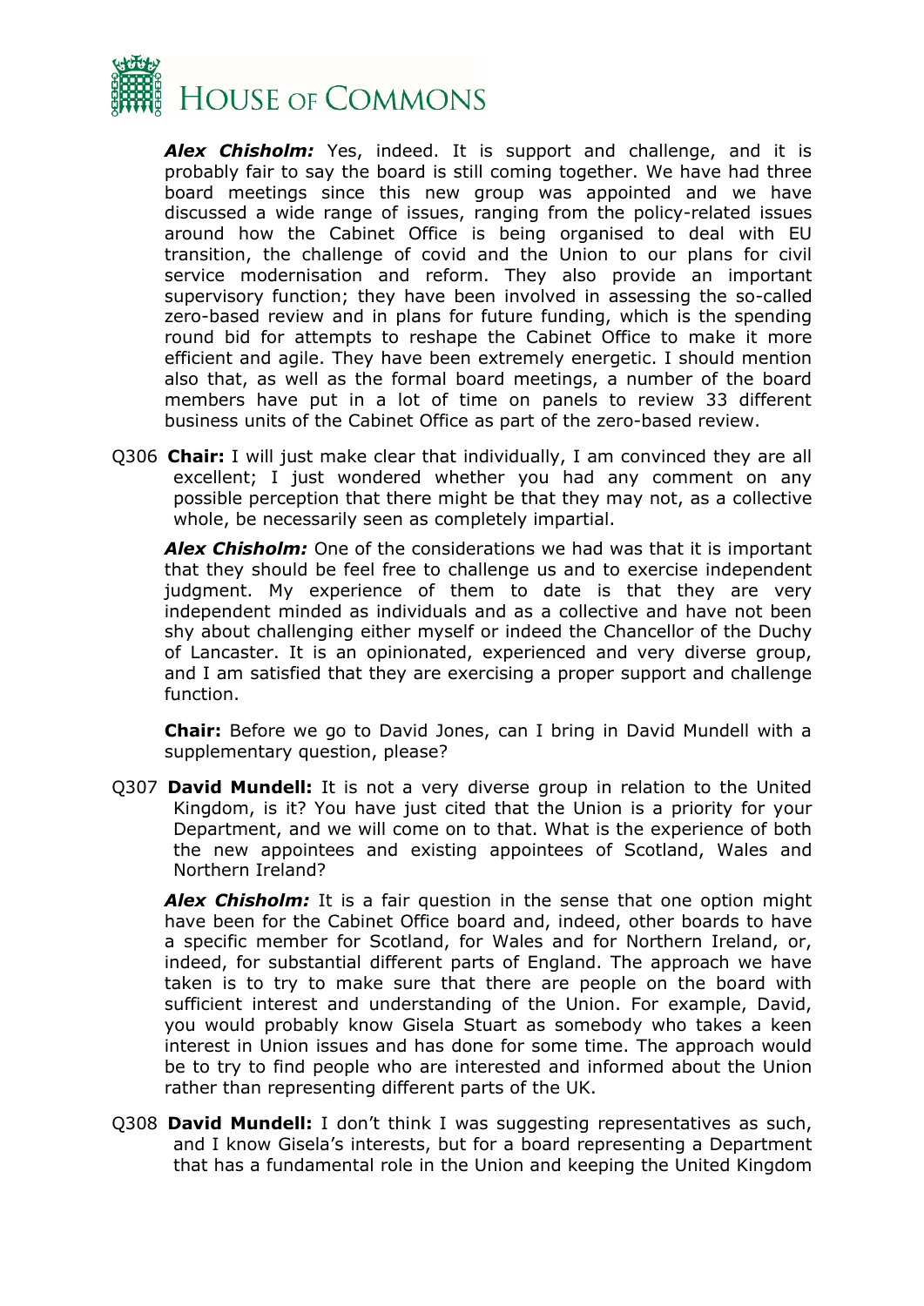***Alex Chisholm:*** Yes, indeed. It is support and challenge, and it is probably fair to say the board is still coming together. We have had three board meetings since this new group was appointed and we have discussed a wide range of issues, ranging from the policy-related issues around how the Cabinet Office is being organised to deal with EU transition, the challenge of covid and the Union to our plans for civil service modernisation and reform. They also provide an important supervisory function; they have been involved in assessing the so-called zero-based review and in plans for future funding, which is the spending round bid for attempts to reshape the Cabinet Office to make it more efficient and agile. They have been extremely energetic. I should mention also that, as well as the formal board meetings, a number of the board members have put in a lot of time on panels to review 33 different business units of the Cabinet Office as part of the zero-based review.

Q306 **Chair:** I will just make clear that individually, I am convinced they are all excellent; I just wondered whether you had any comment on any possible perception that there might be that they may not, as a collective whole, be necessarily seen as completely impartial.

***Alex Chisholm:*** One of the considerations we had was that it is important that they should be feel free to challenge us and to exercise independent judgment. My experience of them to date is that they are very independent minded as individuals and as a collective and have not been shy about challenging either myself or indeed the Chancellor of the Duchy of Lancaster. It is an opinionated, experienced and very diverse group, and I am satisfied that they are exercising a proper support and challenge function.

**Chair:** Before we go to David Jones, can I bring in David Mundell with a supplementary question, please?

Q307 **David Mundell:** It is not a very diverse group in relation to the United Kingdom, is it? You have just cited that the Union is a priority for your Department, and we will come on to that. What is the experience of both the new appointees and existing appointees of Scotland, Wales and Northern Ireland?

***Alex Chisholm:*** It is a fair question in the sense that one option might have been for the Cabinet Office board and, indeed, other boards to have a specific member for Scotland, for Wales and for Northern Ireland, or, indeed, for substantial different parts of England. The approach we have taken is to try to make sure that there are people on the board with sufficient interest and understanding of the Union. For example, David, you would probably know Gisela Stuart as somebody who takes a keen interest in Union issues and has done for some time. The approach would be to try to find people who are interested and informed about the Union rather than representing different parts of the UK.

Q308 **David Mundell:** I don't think I was suggesting representatives as such, and I know Gisela's interests, but for a board representing a Department that has a fundamental role in the Union and keeping the United Kingdom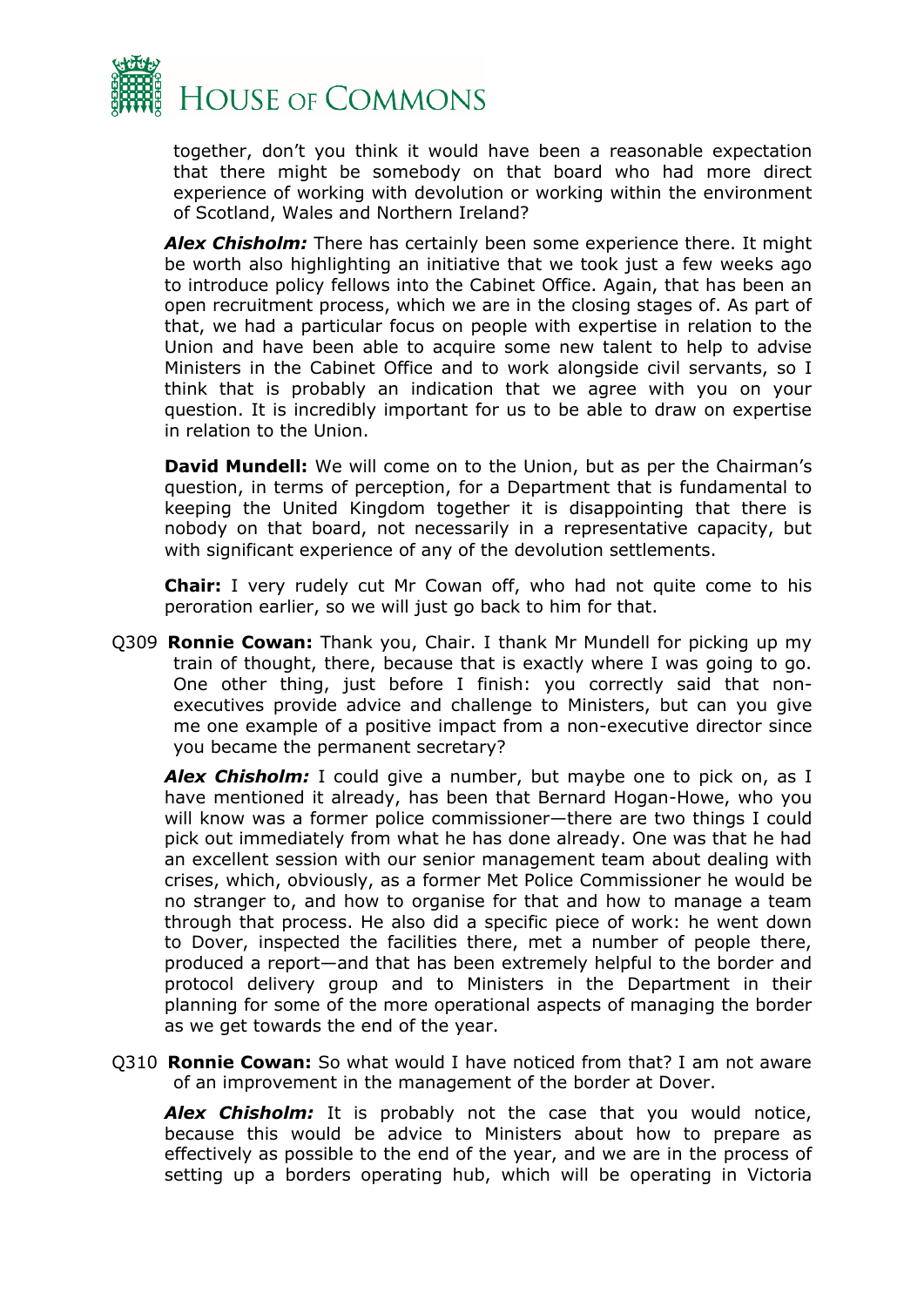together, don't you think it would have been a reasonable expectation that there might be somebody on that board who had more direct experience of working with devolution or working within the environment of Scotland, Wales and Northern Ireland?

***Alex Chisholm:*** There has certainly been some experience there. It might be worth also highlighting an initiative that we took just a few weeks ago to introduce policy fellows into the Cabinet Office. Again, that has been an open recruitment process, which we are in the closing stages of. As part of that, we had a particular focus on people with expertise in relation to the Union and have been able to acquire some new talent to help to advise Ministers in the Cabinet Office and to work alongside civil servants, so I think that is probably an indication that we agree with you on your question. It is incredibly important for us to be able to draw on expertise in relation to the Union.

**David Mundell:** We will come on to the Union, but as per the Chairman's question, in terms of perception, for a Department that is fundamental to keeping the United Kingdom together it is disappointing that there is nobody on that board, not necessarily in a representative capacity, but with significant experience of any of the devolution settlements.

**Chair:** I very rudely cut Mr Cowan off, who had not quite come to his peroration earlier, so we will just go back to him for that.

Q309 **Ronnie Cowan:** Thank you, Chair. I thank Mr Mundell for picking up my train of thought, there, because that is exactly where I was going to go. One other thing, just before I finish: you correctly said that non-executives provide advice and challenge to Ministers, but can you give me one example of a positive impact from a non-executive director since you became the permanent secretary?

***Alex Chisholm:*** I could give a number, but maybe one to pick on, as I have mentioned it already, has been that Bernard Hogan-Howe, who you will know was a former police commissioner—there are two things I could pick out immediately from what he has done already. One was that he had an excellent session with our senior management team about dealing with crises, which, obviously, as a former Met Police Commissioner he would be no stranger to, and how to organise for that and how to manage a team through that process. He also did a specific piece of work: he went down to Dover, inspected the facilities there, met a number of people there, produced a report—and that has been extremely helpful to the border and protocol delivery group and to Ministers in the Department in their planning for some of the more operational aspects of managing the border as we get towards the end of the year.

Q310 **Ronnie Cowan:** So what would I have noticed from that? I am not aware of an improvement in the management of the border at Dover.

***Alex Chisholm:*** It is probably not the case that you would notice, because this would be advice to Ministers about how to prepare as effectively as possible to the end of the year, and we are in the process of setting up a borders operating hub, which will be operating in Victoria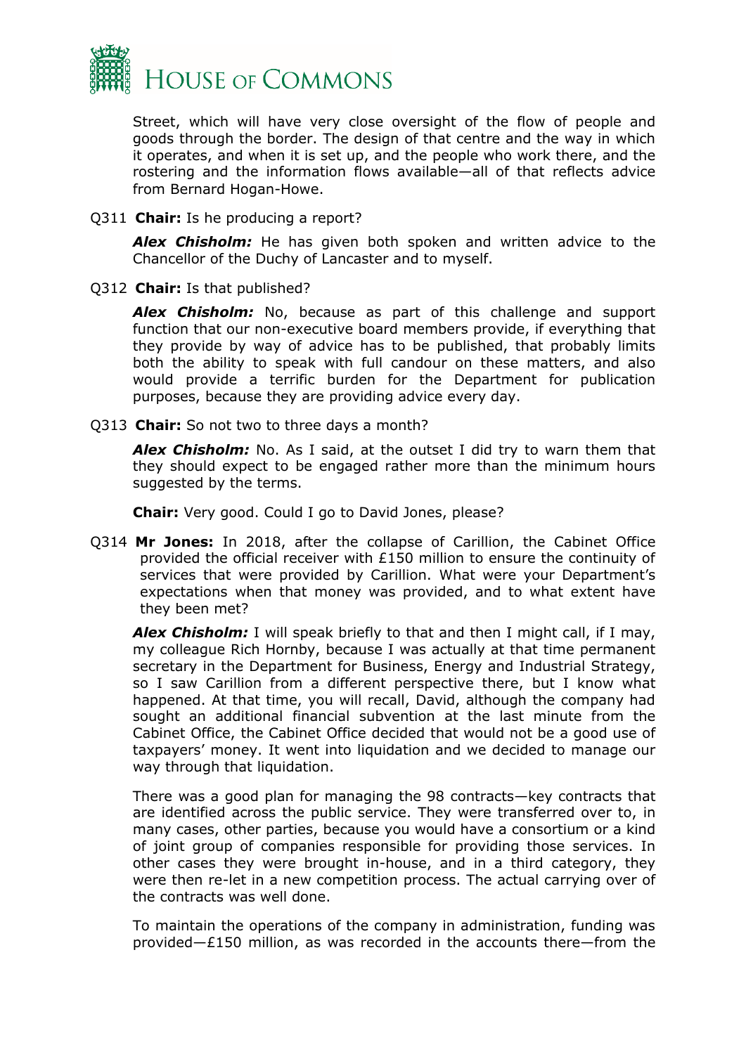Street, which will have very close oversight of the flow of people and goods through the border. The design of that centre and the way in which it operates, and when it is set up, and the people who work there, and the rostering and the information flows available—all of that reflects advice from Bernard Hogan-Howe.

Q311 **Chair:** Is he producing a report?

***Alex Chisholm:*** He has given both spoken and written advice to the Chancellor of the Duchy of Lancaster and to myself.

Q312 **Chair:** Is that published?

***Alex Chisholm:*** No, because as part of this challenge and support function that our non-executive board members provide, if everything that they provide by way of advice has to be published, that probably limits both the ability to speak with full candour on these matters, and also would provide a terrific burden for the Department for publication purposes, because they are providing advice every day.

Q313 **Chair:** So not two to three days a month?

***Alex Chisholm:*** No. As I said, at the outset I did try to warn them that they should expect to be engaged rather more than the minimum hours suggested by the terms.

**Chair:** Very good. Could I go to David Jones, please?

Q314 **Mr Jones:** In 2018, after the collapse of Carillion, the Cabinet Office provided the official receiver with £150 million to ensure the continuity of services that were provided by Carillion. What were your Department's expectations when that money was provided, and to what extent have they been met?

***Alex Chisholm:*** I will speak briefly to that and then I might call, if I may, my colleague Rich Hornby, because I was actually at that time permanent secretary in the Department for Business, Energy and Industrial Strategy, so I saw Carillion from a different perspective there, but I know what happened. At that time, you will recall, David, although the company had sought an additional financial subvention at the last minute from the Cabinet Office, the Cabinet Office decided that would not be a good use of taxpayers' money. It went into liquidation and we decided to manage our way through that liquidation.

There was a good plan for managing the 98 contracts—key contracts that are identified across the public service. They were transferred over to, in many cases, other parties, because you would have a consortium or a kind of joint group of companies responsible for providing those services. In other cases they were brought in-house, and in a third category, they were then re-let in a new competition process. The actual carrying over of the contracts was well done.

To maintain the operations of the company in administration, funding was provided—£150 million, as was recorded in the accounts there—from the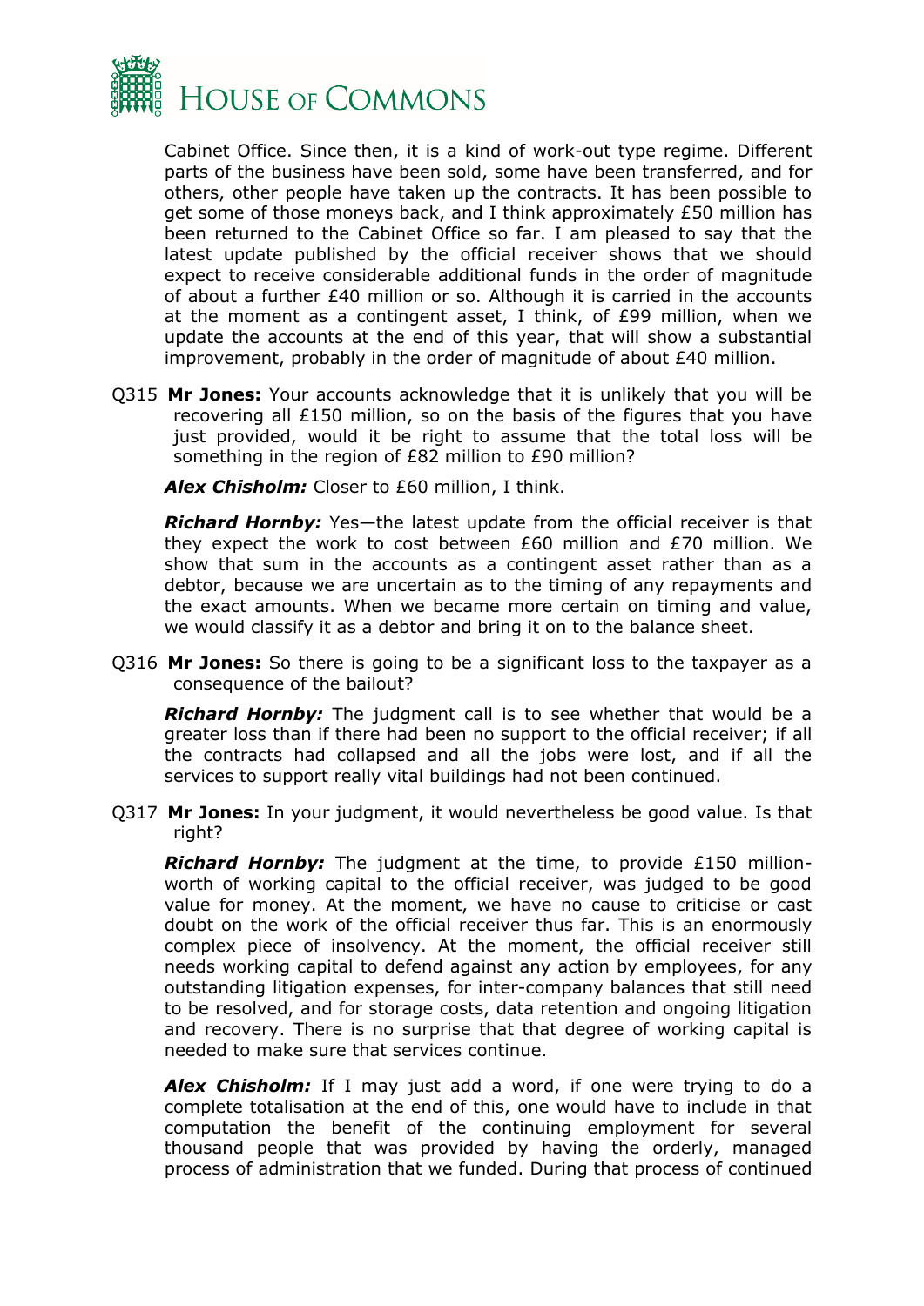Cabinet Office. Since then, it is a kind of work-out type regime. Different parts of the business have been sold, some have been transferred, and for others, other people have taken up the contracts. It has been possible to get some of those moneys back, and I think approximately £50 million has been returned to the Cabinet Office so far. I am pleased to say that the latest update published by the official receiver shows that we should expect to receive considerable additional funds in the order of magnitude of about a further £40 million or so. Although it is carried in the accounts at the moment as a contingent asset, I think, of £99 million, when we update the accounts at the end of this year, that will show a substantial improvement, probably in the order of magnitude of about £40 million.

Q315 **Mr Jones:** Your accounts acknowledge that it is unlikely that you will be recovering all £150 million, so on the basis of the figures that you have just provided, would it be right to assume that the total loss will be something in the region of £82 million to £90 million?

***Alex Chisholm:*** Closer to £60 million, I think.

***Richard Hornby:*** Yes—the latest update from the official receiver is that they expect the work to cost between £60 million and £70 million. We show that sum in the accounts as a contingent asset rather than as a debtor, because we are uncertain as to the timing of any repayments and the exact amounts. When we became more certain on timing and value, we would classify it as a debtor and bring it on to the balance sheet.

Q316 **Mr Jones:** So there is going to be a significant loss to the taxpayer as a consequence of the bailout?

***Richard Hornby:*** The judgment call is to see whether that would be a greater loss than if there had been no support to the official receiver; if all the contracts had collapsed and all the jobs were lost, and if all the services to support really vital buildings had not been continued.

Q317 **Mr Jones:** In your judgment, it would nevertheless be good value. Is that right?

***Richard Hornby:*** The judgment at the time, to provide £150 million-worth of working capital to the official receiver, was judged to be good value for money. At the moment, we have no cause to criticise or cast doubt on the work of the official receiver thus far. This is an enormously complex piece of insolvency. At the moment, the official receiver still needs working capital to defend against any action by employees, for any outstanding litigation expenses, for inter-company balances that still need to be resolved, and for storage costs, data retention and ongoing litigation and recovery. There is no surprise that that degree of working capital is needed to make sure that services continue.

***Alex Chisholm:*** If I may just add a word, if one were trying to do a complete totalisation at the end of this, one would have to include in that computation the benefit of the continuing employment for several thousand people that was provided by having the orderly, managed process of administration that we funded. During that process of continued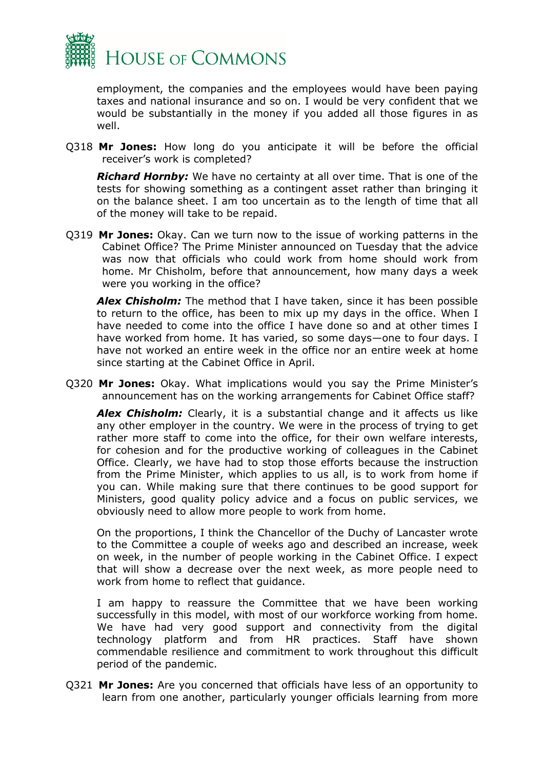employment, the companies and the employees would have been paying taxes and national insurance and so on. I would be very confident that we would be substantially in the money if you added all those figures in as well.

Q318 **Mr Jones:** How long do you anticipate it will be before the official receiver's work is completed?

***Richard Hornby:*** We have no certainty at all over time. That is one of the tests for showing something as a contingent asset rather than bringing it on the balance sheet. I am too uncertain as to the length of time that all of the money will take to be repaid.

Q319 **Mr Jones:** Okay. Can we turn now to the issue of working patterns in the Cabinet Office? The Prime Minister announced on Tuesday that the advice was now that officials who could work from home should work from home. Mr Chisholm, before that announcement, how many days a week were you working in the office?

***Alex Chisholm:*** The method that I have taken, since it has been possible to return to the office, has been to mix up my days in the office. When I have needed to come into the office I have done so and at other times I have worked from home. It has varied, so some days—one to four days. I have not worked an entire week in the office nor an entire week at home since starting at the Cabinet Office in April.

Q320 **Mr Jones:** Okay. What implications would you say the Prime Minister's announcement has on the working arrangements for Cabinet Office staff?

***Alex Chisholm:*** Clearly, it is a substantial change and it affects us like any other employer in the country. We were in the process of trying to get rather more staff to come into the office, for their own welfare interests, for cohesion and for the productive working of colleagues in the Cabinet Office. Clearly, we have had to stop those efforts because the instruction from the Prime Minister, which applies to us all, is to work from home if you can. While making sure that there continues to be good support for Ministers, good quality policy advice and a focus on public services, we obviously need to allow more people to work from home.

On the proportions, I think the Chancellor of the Duchy of Lancaster wrote to the Committee a couple of weeks ago and described an increase, week on week, in the number of people working in the Cabinet Office. I expect that will show a decrease over the next week, as more people need to work from home to reflect that guidance.

I am happy to reassure the Committee that we have been working successfully in this model, with most of our workforce working from home. We have had very good support and connectivity from the digital technology platform and from HR practices. Staff have shown commendable resilience and commitment to work throughout this difficult period of the pandemic.

Q321 **Mr Jones:** Are you concerned that officials have less of an opportunity to learn from one another, particularly younger officials learning from more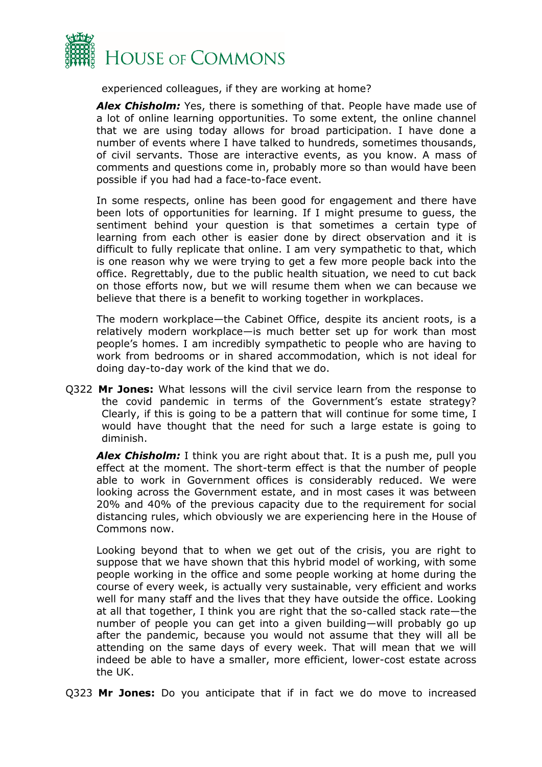experienced colleagues, if they are working at home?

***Alex Chisholm:*** Yes, there is something of that. People have made use of a lot of online learning opportunities. To some extent, the online channel that we are using today allows for broad participation. I have done a number of events where I have talked to hundreds, sometimes thousands, of civil servants. Those are interactive events, as you know. A mass of comments and questions come in, probably more so than would have been possible if you had had a face-to-face event.

In some respects, online has been good for engagement and there have been lots of opportunities for learning. If I might presume to guess, the sentiment behind your question is that sometimes a certain type of learning from each other is easier done by direct observation and it is difficult to fully replicate that online. I am very sympathetic to that, which is one reason why we were trying to get a few more people back into the office. Regrettably, due to the public health situation, we need to cut back on those efforts now, but we will resume them when we can because we believe that there is a benefit to working together in workplaces.

The modern workplace—the Cabinet Office, despite its ancient roots, is a relatively modern workplace—is much better set up for work than most people's homes. I am incredibly sympathetic to people who are having to work from bedrooms or in shared accommodation, which is not ideal for doing day-to-day work of the kind that we do.

Q322 **Mr Jones:** What lessons will the civil service learn from the response to the covid pandemic in terms of the Government's estate strategy? Clearly, if this is going to be a pattern that will continue for some time, I would have thought that the need for such a large estate is going to diminish.

***Alex Chisholm:*** I think you are right about that. It is a push me, pull you effect at the moment. The short-term effect is that the number of people able to work in Government offices is considerably reduced. We were looking across the Government estate, and in most cases it was between 20% and 40% of the previous capacity due to the requirement for social distancing rules, which obviously we are experiencing here in the House of Commons now.

Looking beyond that to when we get out of the crisis, you are right to suppose that we have shown that this hybrid model of working, with some people working in the office and some people working at home during the course of every week, is actually very sustainable, very efficient and works well for many staff and the lives that they have outside the office. Looking at all that together, I think you are right that the so-called stack rate—the number of people you can get into a given building—will probably go up after the pandemic, because you would not assume that they will all be attending on the same days of every week. That will mean that we will indeed be able to have a smaller, more efficient, lower-cost estate across the UK.

Q323 **Mr Jones:** Do you anticipate that if in fact we do move to increased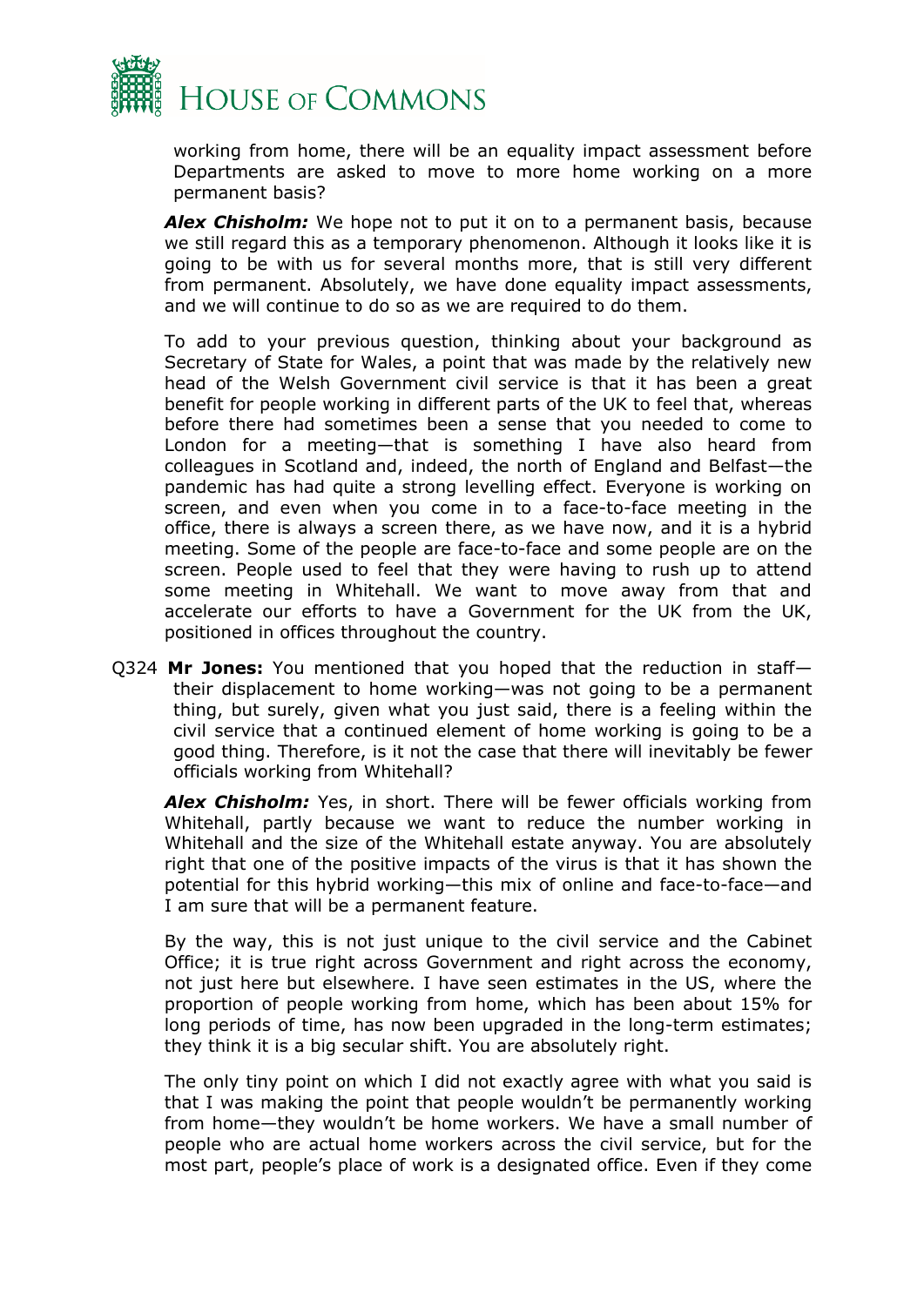working from home, there will be an equality impact assessment before Departments are asked to move to more home working on a more permanent basis?

***Alex Chisholm:*** We hope not to put it on to a permanent basis, because we still regard this as a temporary phenomenon. Although it looks like it is going to be with us for several months more, that is still very different from permanent. Absolutely, we have done equality impact assessments, and we will continue to do so as we are required to do them.

To add to your previous question, thinking about your background as Secretary of State for Wales, a point that was made by the relatively new head of the Welsh Government civil service is that it has been a great benefit for people working in different parts of the UK to feel that, whereas before there had sometimes been a sense that you needed to come to London for a meeting—that is something I have also heard from colleagues in Scotland and, indeed, the north of England and Belfast—the pandemic has had quite a strong levelling effect. Everyone is working on screen, and even when you come in to a face-to-face meeting in the office, there is always a screen there, as we have now, and it is a hybrid meeting. Some of the people are face-to-face and some people are on the screen. People used to feel that they were having to rush up to attend some meeting in Whitehall. We want to move away from that and accelerate our efforts to have a Government for the UK from the UK, positioned in offices throughout the country.

Q324 **Mr Jones:** You mentioned that you hoped that the reduction in staff—their displacement to home working—was not going to be a permanent thing, but surely, given what you just said, there is a feeling within the civil service that a continued element of home working is going to be a good thing. Therefore, is it not the case that there will inevitably be fewer officials working from Whitehall?

***Alex Chisholm:*** Yes, in short. There will be fewer officials working from Whitehall, partly because we want to reduce the number working in Whitehall and the size of the Whitehall estate anyway. You are absolutely right that one of the positive impacts of the virus is that it has shown the potential for this hybrid working—this mix of online and face-to-face—and I am sure that will be a permanent feature.

By the way, this is not just unique to the civil service and the Cabinet Office; it is true right across Government and right across the economy, not just here but elsewhere. I have seen estimates in the US, where the proportion of people working from home, which has been about 15% for long periods of time, has now been upgraded in the long-term estimates; they think it is a big secular shift. You are absolutely right.

The only tiny point on which I did not exactly agree with what you said is that I was making the point that people wouldn't be permanently working from home—they wouldn't be home workers. We have a small number of people who are actual home workers across the civil service, but for the most part, people's place of work is a designated office. Even if they come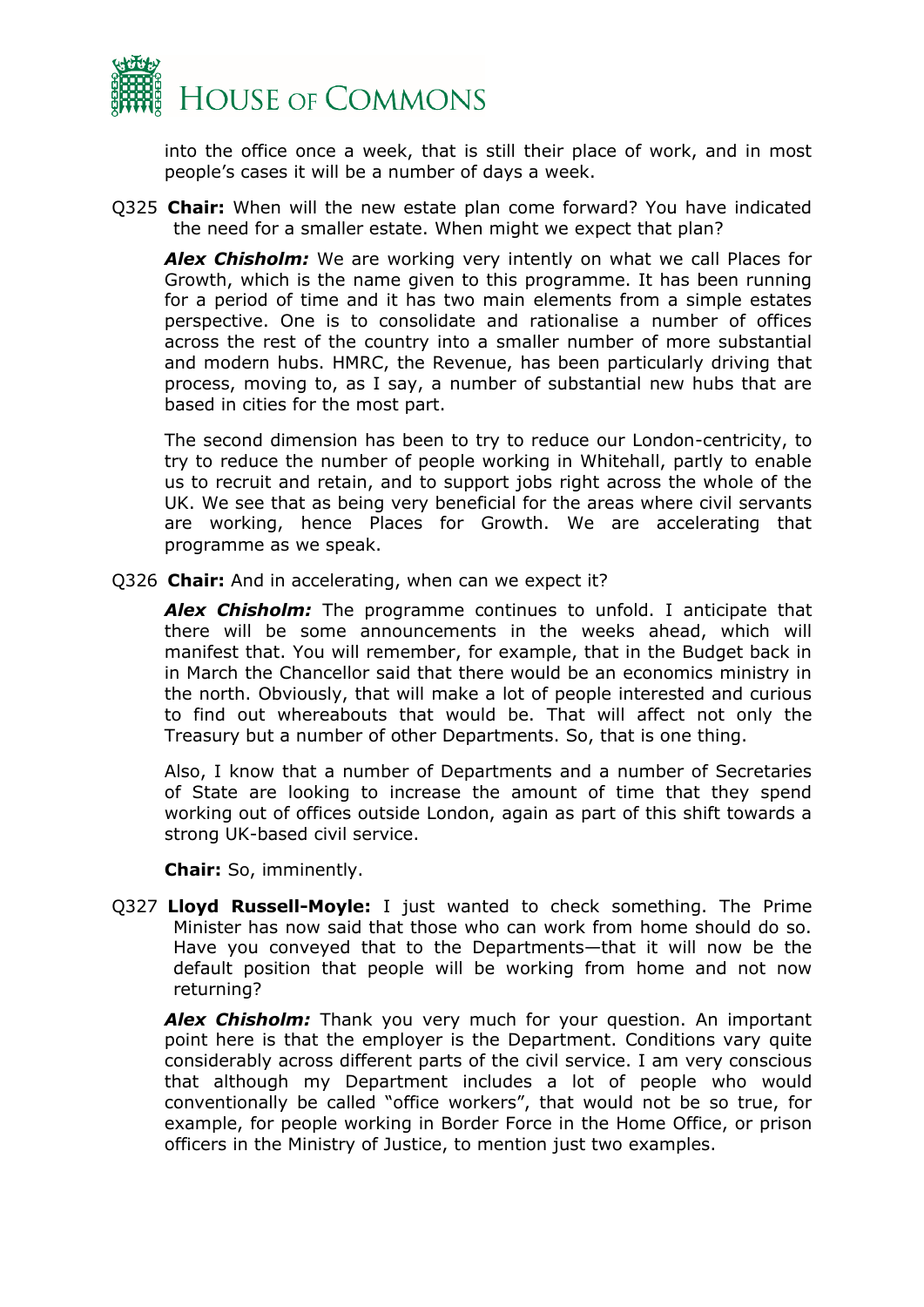into the office once a week, that is still their place of work, and in most people's cases it will be a number of days a week.

Q325 **Chair:** When will the new estate plan come forward? You have indicated the need for a smaller estate. When might we expect that plan?

***Alex Chisholm:*** We are working very intently on what we call Places for Growth, which is the name given to this programme. It has been running for a period of time and it has two main elements from a simple estates perspective. One is to consolidate and rationalise a number of offices across the rest of the country into a smaller number of more substantial and modern hubs. HMRC, the Revenue, has been particularly driving that process, moving to, as I say, a number of substantial new hubs that are based in cities for the most part.

The second dimension has been to try to reduce our London-centricity, to try to reduce the number of people working in Whitehall, partly to enable us to recruit and retain, and to support jobs right across the whole of the UK. We see that as being very beneficial for the areas where civil servants are working, hence Places for Growth. We are accelerating that programme as we speak.

Q326 **Chair:** And in accelerating, when can we expect it?

***Alex Chisholm:*** The programme continues to unfold. I anticipate that there will be some announcements in the weeks ahead, which will manifest that. You will remember, for example, that in the Budget back in in March the Chancellor said that there would be an economics ministry in the north. Obviously, that will make a lot of people interested and curious to find out whereabouts that would be. That will affect not only the Treasury but a number of other Departments. So, that is one thing.

Also, I know that a number of Departments and a number of Secretaries of State are looking to increase the amount of time that they spend working out of offices outside London, again as part of this shift towards a strong UK-based civil service.

**Chair:** So, imminently.

Q327 **Lloyd Russell-Moyle:** I just wanted to check something. The Prime Minister has now said that those who can work from home should do so. Have you conveyed that to the Departments—that it will now be the default position that people will be working from home and not now returning?

***Alex Chisholm:*** Thank you very much for your question. An important point here is that the employer is the Department. Conditions vary quite considerably across different parts of the civil service. I am very conscious that although my Department includes a lot of people who would conventionally be called "office workers", that would not be so true, for example, for people working in Border Force in the Home Office, or prison officers in the Ministry of Justice, to mention just two examples.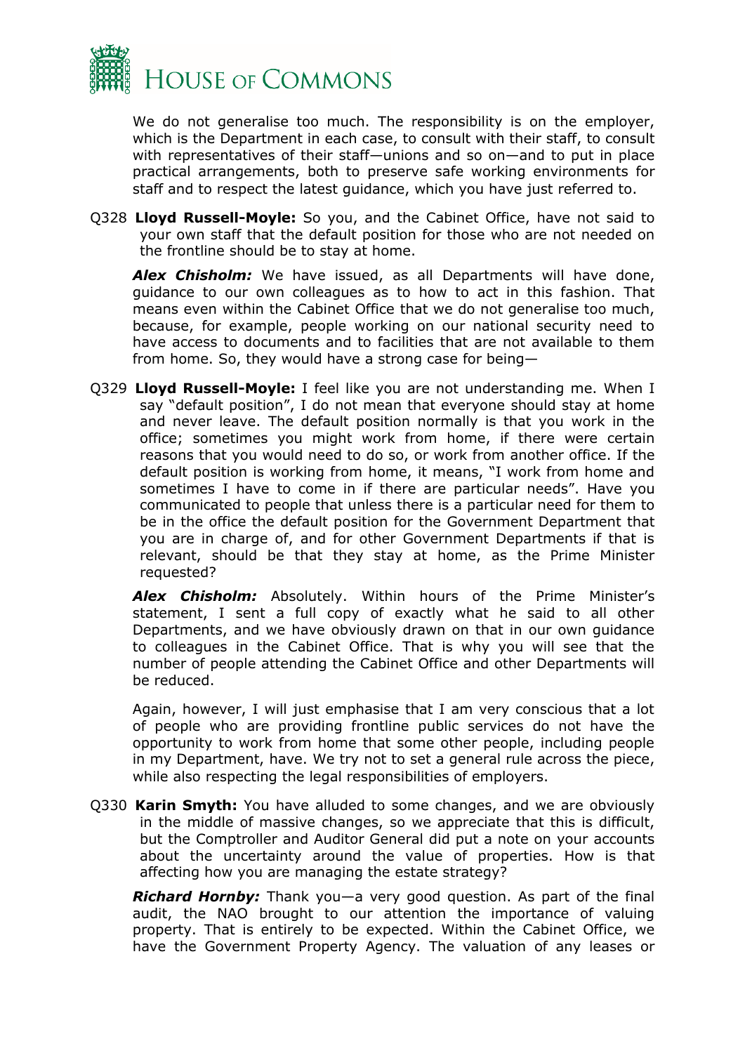We do not generalise too much. The responsibility is on the employer, which is the Department in each case, to consult with their staff, to consult with representatives of their staff—unions and so on—and to put in place practical arrangements, both to preserve safe working environments for staff and to respect the latest guidance, which you have just referred to.

Q328 **Lloyd Russell-Moyle:** So you, and the Cabinet Office, have not said to your own staff that the default position for those who are not needed on the frontline should be to stay at home.

***Alex Chisholm:*** We have issued, as all Departments will have done, guidance to our own colleagues as to how to act in this fashion. That means even within the Cabinet Office that we do not generalise too much, because, for example, people working on our national security need to have access to documents and to facilities that are not available to them from home. So, they would have a strong case for being—

Q329 **Lloyd Russell-Moyle:** I feel like you are not understanding me. When I say "default position", I do not mean that everyone should stay at home and never leave. The default position normally is that you work in the office; sometimes you might work from home, if there were certain reasons that you would need to do so, or work from another office. If the default position is working from home, it means, "I work from home and sometimes I have to come in if there are particular needs". Have you communicated to people that unless there is a particular need for them to be in the office the default position for the Government Department that you are in charge of, and for other Government Departments if that is relevant, should be that they stay at home, as the Prime Minister requested?

***Alex Chisholm:*** Absolutely. Within hours of the Prime Minister's statement, I sent a full copy of exactly what he said to all other Departments, and we have obviously drawn on that in our own guidance to colleagues in the Cabinet Office. That is why you will see that the number of people attending the Cabinet Office and other Departments will be reduced.

Again, however, I will just emphasise that I am very conscious that a lot of people who are providing frontline public services do not have the opportunity to work from home that some other people, including people in my Department, have. We try not to set a general rule across the piece, while also respecting the legal responsibilities of employers.

Q330 **Karin Smyth:** You have alluded to some changes, and we are obviously in the middle of massive changes, so we appreciate that this is difficult, but the Comptroller and Auditor General did put a note on your accounts about the uncertainty around the value of properties. How is that affecting how you are managing the estate strategy?

***Richard Hornby:*** Thank you—a very good question. As part of the final audit, the NAO brought to our attention the importance of valuing property. That is entirely to be expected. Within the Cabinet Office, we have the Government Property Agency. The valuation of any leases or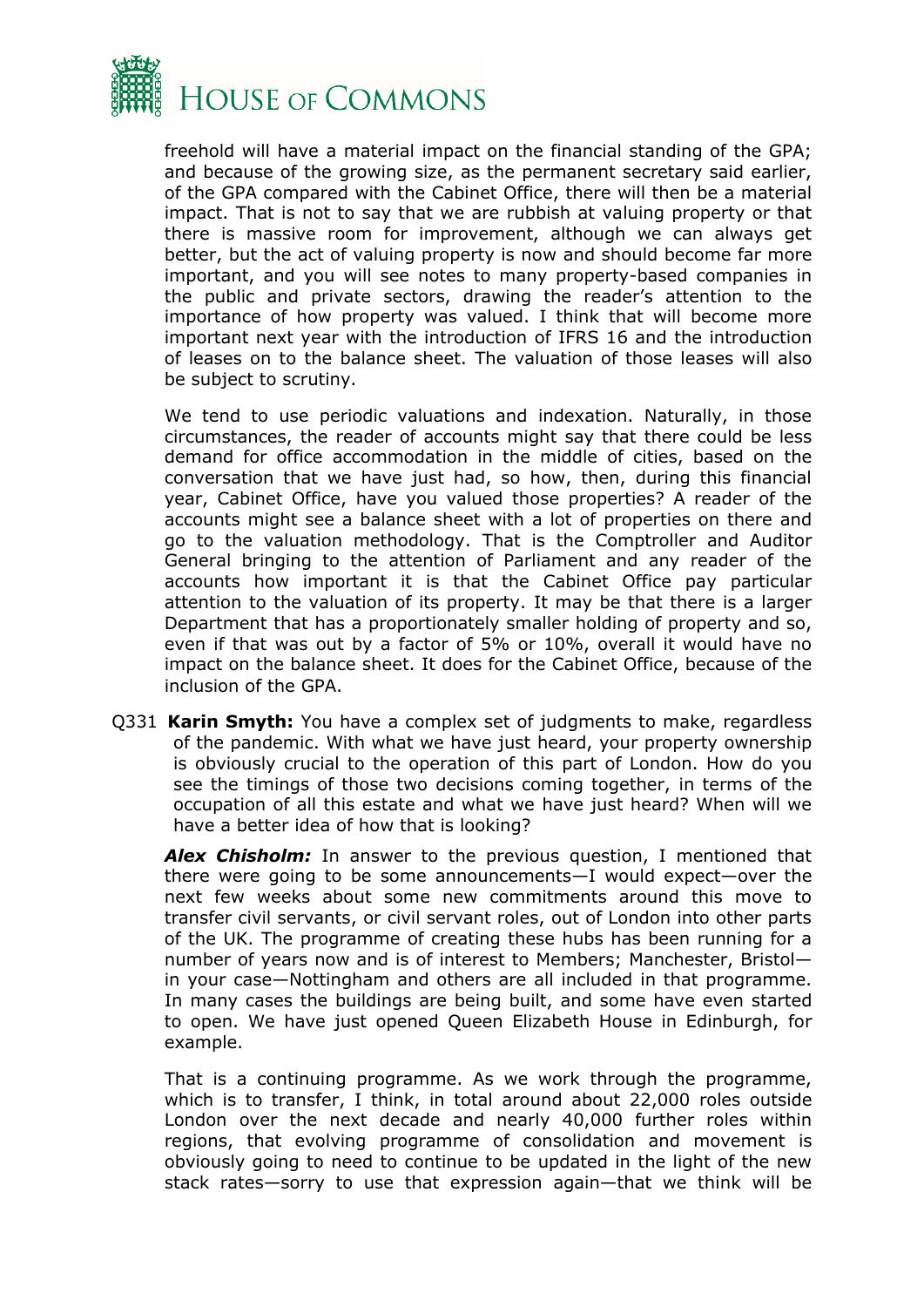freehold will have a material impact on the financial standing of the GPA; and because of the growing size, as the permanent secretary said earlier, of the GPA compared with the Cabinet Office, there will then be a material impact. That is not to say that we are rubbish at valuing property or that there is massive room for improvement, although we can always get better, but the act of valuing property is now and should become far more important, and you will see notes to many property-based companies in the public and private sectors, drawing the reader's attention to the importance of how property was valued. I think that will become more important next year with the introduction of IFRS 16 and the introduction of leases on to the balance sheet. The valuation of those leases will also be subject to scrutiny.

We tend to use periodic valuations and indexation. Naturally, in those circumstances, the reader of accounts might say that there could be less demand for office accommodation in the middle of cities, based on the conversation that we have just had, so how, then, during this financial year, Cabinet Office, have you valued those properties? A reader of the accounts might see a balance sheet with a lot of properties on there and go to the valuation methodology. That is the Comptroller and Auditor General bringing to the attention of Parliament and any reader of the accounts how important it is that the Cabinet Office pay particular attention to the valuation of its property. It may be that there is a larger Department that has a proportionately smaller holding of property and so, even if that was out by a factor of 5% or 10%, overall it would have no impact on the balance sheet. It does for the Cabinet Office, because of the inclusion of the GPA.

Q331 **Karin Smyth:** You have a complex set of judgments to make, regardless of the pandemic. With what we have just heard, your property ownership is obviously crucial to the operation of this part of London. How do you see the timings of those two decisions coming together, in terms of the occupation of all this estate and what we have just heard? When will we have a better idea of how that is looking?

***Alex Chisholm:*** In answer to the previous question, I mentioned that there were going to be some announcements—I would expect—over the next few weeks about some new commitments around this move to transfer civil servants, or civil servant roles, out of London into other parts of the UK. The programme of creating these hubs has been running for a number of years now and is of interest to Members; Manchester, Bristol—in your case—Nottingham and others are all included in that programme. In many cases the buildings are being built, and some have even started to open. We have just opened Queen Elizabeth House in Edinburgh, for example.

That is a continuing programme. As we work through the programme, which is to transfer, I think, in total around about 22,000 roles outside London over the next decade and nearly 40,000 further roles within regions, that evolving programme of consolidation and movement is obviously going to need to continue to be updated in the light of the new stack rates—sorry to use that expression again—that we think will be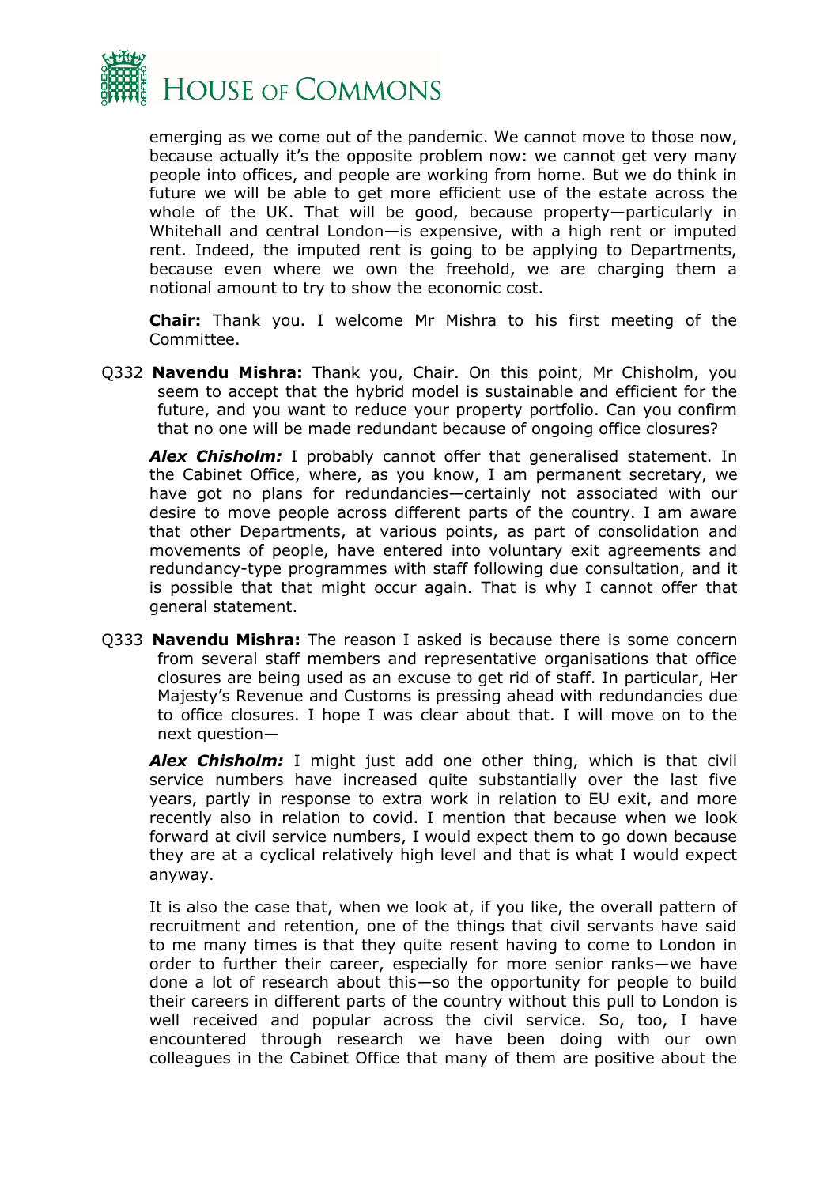emerging as we come out of the pandemic. We cannot move to those now, because actually it's the opposite problem now: we cannot get very many people into offices, and people are working from home. But we do think in future we will be able to get more efficient use of the estate across the whole of the UK. That will be good, because property—particularly in Whitehall and central London—is expensive, with a high rent or imputed rent. Indeed, the imputed rent is going to be applying to Departments, because even where we own the freehold, we are charging them a notional amount to try to show the economic cost.

**Chair:** Thank you. I welcome Mr Mishra to his first meeting of the Committee.

Q332 **Navendu Mishra:** Thank you, Chair. On this point, Mr Chisholm, you seem to accept that the hybrid model is sustainable and efficient for the future, and you want to reduce your property portfolio. Can you confirm that no one will be made redundant because of ongoing office closures?

***Alex Chisholm:*** I probably cannot offer that generalised statement. In the Cabinet Office, where, as you know, I am permanent secretary, we have got no plans for redundancies—certainly not associated with our desire to move people across different parts of the country. I am aware that other Departments, at various points, as part of consolidation and movements of people, have entered into voluntary exit agreements and redundancy-type programmes with staff following due consultation, and it is possible that that might occur again. That is why I cannot offer that general statement.

Q333 **Navendu Mishra:** The reason I asked is because there is some concern from several staff members and representative organisations that office closures are being used as an excuse to get rid of staff. In particular, Her Majesty's Revenue and Customs is pressing ahead with redundancies due to office closures. I hope I was clear about that. I will move on to the next question—

***Alex Chisholm:*** I might just add one other thing, which is that civil service numbers have increased quite substantially over the last five years, partly in response to extra work in relation to EU exit, and more recently also in relation to covid. I mention that because when we look forward at civil service numbers, I would expect them to go down because they are at a cyclical relatively high level and that is what I would expect anyway.

It is also the case that, when we look at, if you like, the overall pattern of recruitment and retention, one of the things that civil servants have said to me many times is that they quite resent having to come to London in order to further their career, especially for more senior ranks—we have done a lot of research about this—so the opportunity for people to build their careers in different parts of the country without this pull to London is well received and popular across the civil service. So, too, I have encountered through research we have been doing with our own colleagues in the Cabinet Office that many of them are positive about the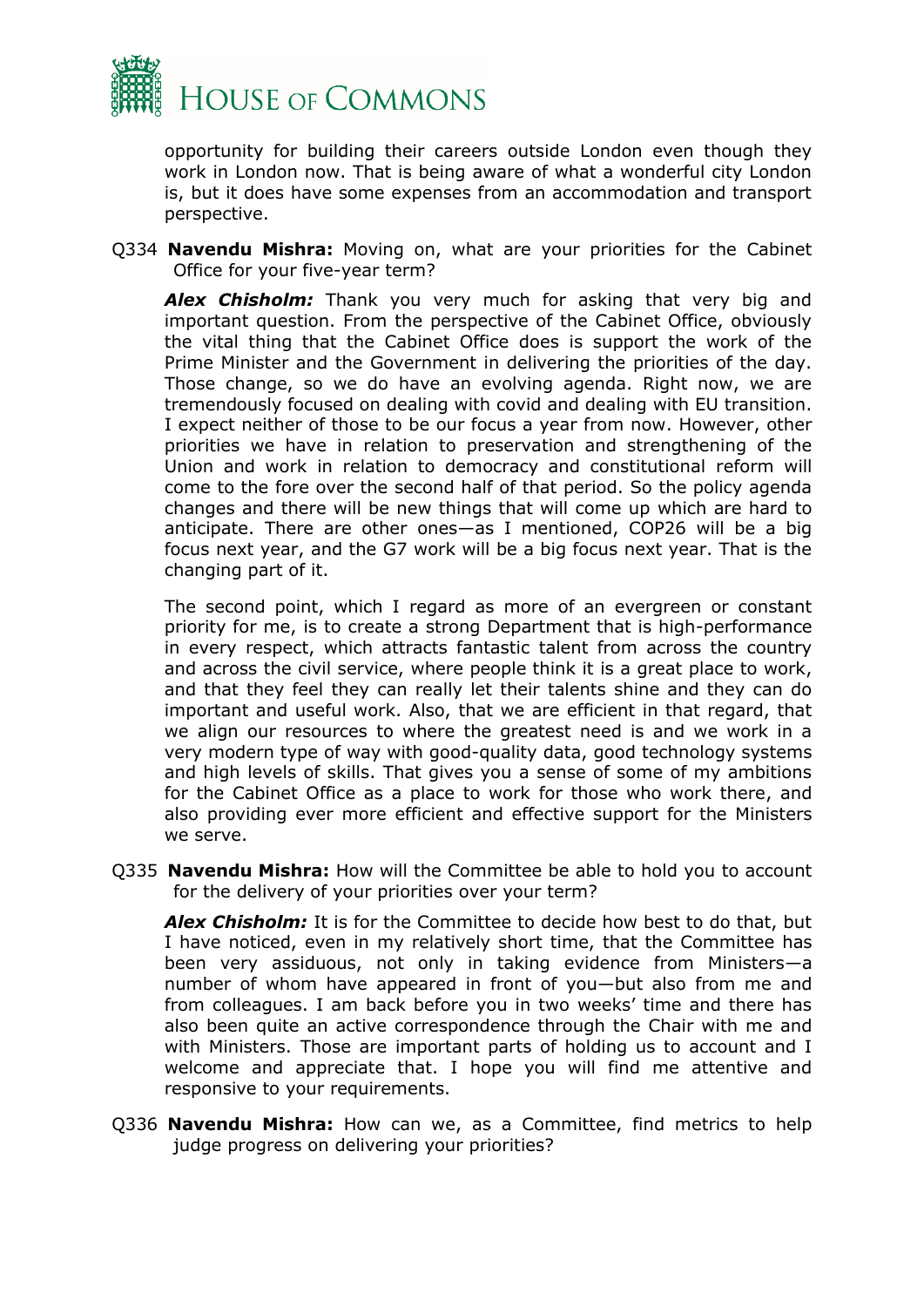opportunity for building their careers outside London even though they work in London now. That is being aware of what a wonderful city London is, but it does have some expenses from an accommodation and transport perspective.

Q334 **Navendu Mishra:** Moving on, what are your priorities for the Cabinet Office for your five-year term?

***Alex Chisholm:*** Thank you very much for asking that very big and important question. From the perspective of the Cabinet Office, obviously the vital thing that the Cabinet Office does is support the work of the Prime Minister and the Government in delivering the priorities of the day. Those change, so we do have an evolving agenda. Right now, we are tremendously focused on dealing with covid and dealing with EU transition. I expect neither of those to be our focus a year from now. However, other priorities we have in relation to preservation and strengthening of the Union and work in relation to democracy and constitutional reform will come to the fore over the second half of that period. So the policy agenda changes and there will be new things that will come up which are hard to anticipate. There are other ones—as I mentioned, COP26 will be a big focus next year, and the G7 work will be a big focus next year. That is the changing part of it.

The second point, which I regard as more of an evergreen or constant priority for me, is to create a strong Department that is high-performance in every respect, which attracts fantastic talent from across the country and across the civil service, where people think it is a great place to work, and that they feel they can really let their talents shine and they can do important and useful work. Also, that we are efficient in that regard, that we align our resources to where the greatest need is and we work in a very modern type of way with good-quality data, good technology systems and high levels of skills. That gives you a sense of some of my ambitions for the Cabinet Office as a place to work for those who work there, and also providing ever more efficient and effective support for the Ministers we serve.

Q335 **Navendu Mishra:** How will the Committee be able to hold you to account for the delivery of your priorities over your term?

***Alex Chisholm:*** It is for the Committee to decide how best to do that, but I have noticed, even in my relatively short time, that the Committee has been very assiduous, not only in taking evidence from Ministers—a number of whom have appeared in front of you—but also from me and from colleagues. I am back before you in two weeks' time and there has also been quite an active correspondence through the Chair with me and with Ministers. Those are important parts of holding us to account and I welcome and appreciate that. I hope you will find me attentive and responsive to your requirements.

Q336 **Navendu Mishra:** How can we, as a Committee, find metrics to help judge progress on delivering your priorities?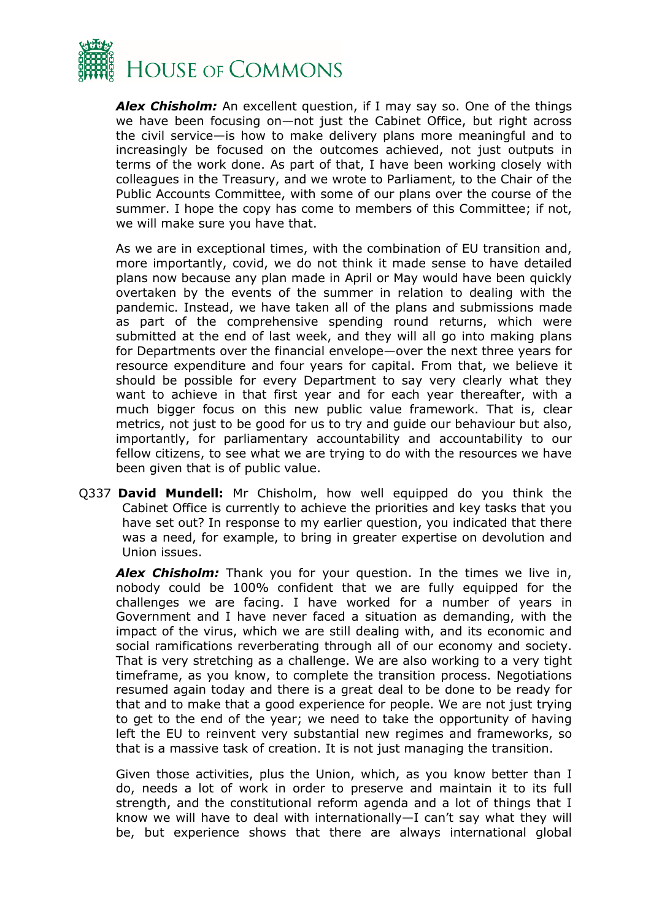***Alex Chisholm:*** An excellent question, if I may say so. One of the things we have been focusing on—not just the Cabinet Office, but right across the civil service—is how to make delivery plans more meaningful and to increasingly be focused on the outcomes achieved, not just outputs in terms of the work done. As part of that, I have been working closely with colleagues in the Treasury, and we wrote to Parliament, to the Chair of the Public Accounts Committee, with some of our plans over the course of the summer. I hope the copy has come to members of this Committee; if not, we will make sure you have that.

As we are in exceptional times, with the combination of EU transition and, more importantly, covid, we do not think it made sense to have detailed plans now because any plan made in April or May would have been quickly overtaken by the events of the summer in relation to dealing with the pandemic. Instead, we have taken all of the plans and submissions made as part of the comprehensive spending round returns, which were submitted at the end of last week, and they will all go into making plans for Departments over the financial envelope—over the next three years for resource expenditure and four years for capital. From that, we believe it should be possible for every Department to say very clearly what they want to achieve in that first year and for each year thereafter, with a much bigger focus on this new public value framework. That is, clear metrics, not just to be good for us to try and guide our behaviour but also, importantly, for parliamentary accountability and accountability to our fellow citizens, to see what we are trying to do with the resources we have been given that is of public value.

Q337 **David Mundell:** Mr Chisholm, how well equipped do you think the Cabinet Office is currently to achieve the priorities and key tasks that you have set out? In response to my earlier question, you indicated that there was a need, for example, to bring in greater expertise on devolution and Union issues.

***Alex Chisholm:*** Thank you for your question. In the times we live in, nobody could be 100% confident that we are fully equipped for the challenges we are facing. I have worked for a number of years in Government and I have never faced a situation as demanding, with the impact of the virus, which we are still dealing with, and its economic and social ramifications reverberating through all of our economy and society. That is very stretching as a challenge. We are also working to a very tight timeframe, as you know, to complete the transition process. Negotiations resumed again today and there is a great deal to be done to be ready for that and to make that a good experience for people. We are not just trying to get to the end of the year; we need to take the opportunity of having left the EU to reinvent very substantial new regimes and frameworks, so that is a massive task of creation. It is not just managing the transition.

Given those activities, plus the Union, which, as you know better than I do, needs a lot of work in order to preserve and maintain it to its full strength, and the constitutional reform agenda and a lot of things that I know we will have to deal with internationally—I can't say what they will be, but experience shows that there are always international global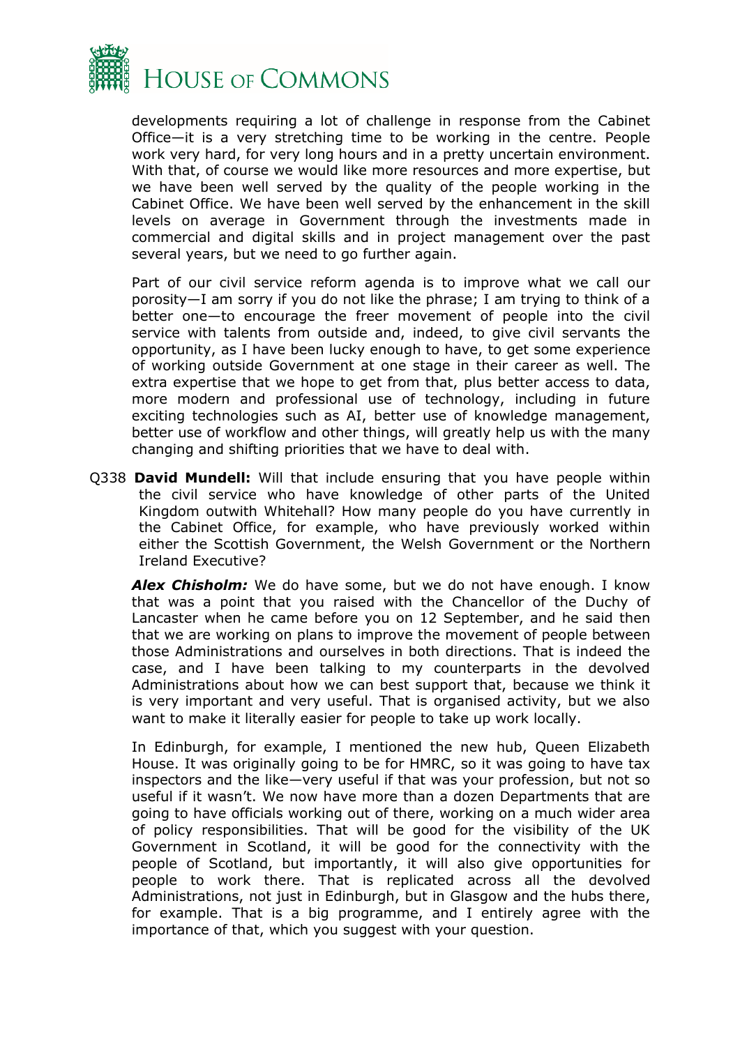developments requiring a lot of challenge in response from the Cabinet Office—it is a very stretching time to be working in the centre. People work very hard, for very long hours and in a pretty uncertain environment. With that, of course we would like more resources and more expertise, but we have been well served by the quality of the people working in the Cabinet Office. We have been well served by the enhancement in the skill levels on average in Government through the investments made in commercial and digital skills and in project management over the past several years, but we need to go further again.

Part of our civil service reform agenda is to improve what we call our porosity—I am sorry if you do not like the phrase; I am trying to think of a better one—to encourage the freer movement of people into the civil service with talents from outside and, indeed, to give civil servants the opportunity, as I have been lucky enough to have, to get some experience of working outside Government at one stage in their career as well. The extra expertise that we hope to get from that, plus better access to data, more modern and professional use of technology, including in future exciting technologies such as AI, better use of knowledge management, better use of workflow and other things, will greatly help us with the many changing and shifting priorities that we have to deal with.

Q338 **David Mundell:** Will that include ensuring that you have people within the civil service who have knowledge of other parts of the United Kingdom outwith Whitehall? How many people do you have currently in the Cabinet Office, for example, who have previously worked within either the Scottish Government, the Welsh Government or the Northern Ireland Executive?

***Alex Chisholm:*** We do have some, but we do not have enough. I know that was a point that you raised with the Chancellor of the Duchy of Lancaster when he came before you on 12 September, and he said then that we are working on plans to improve the movement of people between those Administrations and ourselves in both directions. That is indeed the case, and I have been talking to my counterparts in the devolved Administrations about how we can best support that, because we think it is very important and very useful. That is organised activity, but we also want to make it literally easier for people to take up work locally.

In Edinburgh, for example, I mentioned the new hub, Queen Elizabeth House. It was originally going to be for HMRC, so it was going to have tax inspectors and the like—very useful if that was your profession, but not so useful if it wasn't. We now have more than a dozen Departments that are going to have officials working out of there, working on a much wider area of policy responsibilities. That will be good for the visibility of the UK Government in Scotland, it will be good for the connectivity with the people of Scotland, but importantly, it will also give opportunities for people to work there. That is replicated across all the devolved Administrations, not just in Edinburgh, but in Glasgow and the hubs there, for example. That is a big programme, and I entirely agree with the importance of that, which you suggest with your question.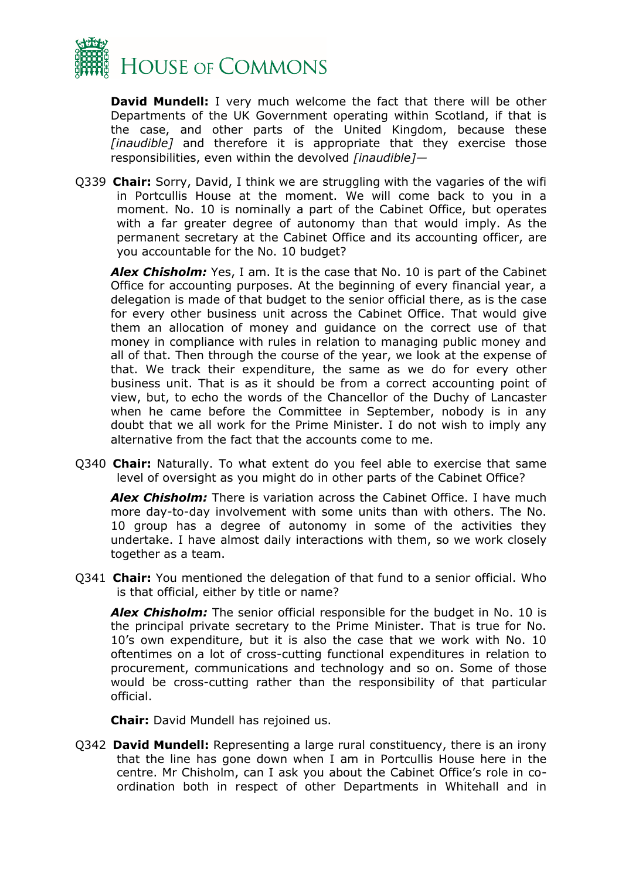**David Mundell:** I very much welcome the fact that there will be other Departments of the UK Government operating within Scotland, if that is the case, and other parts of the United Kingdom, because these *[inaudible]* and therefore it is appropriate that they exercise those responsibilities, even within the devolved *[inaudible]*—

Q339 **Chair:** Sorry, David, I think we are struggling with the vagaries of the wifi in Portcullis House at the moment. We will come back to you in a moment. No. 10 is nominally a part of the Cabinet Office, but operates with a far greater degree of autonomy than that would imply. As the permanent secretary at the Cabinet Office and its accounting officer, are you accountable for the No. 10 budget?

***Alex Chisholm:*** Yes, I am. It is the case that No. 10 is part of the Cabinet Office for accounting purposes. At the beginning of every financial year, a delegation is made of that budget to the senior official there, as is the case for every other business unit across the Cabinet Office. That would give them an allocation of money and guidance on the correct use of that money in compliance with rules in relation to managing public money and all of that. Then through the course of the year, we look at the expense of that. We track their expenditure, the same as we do for every other business unit. That is as it should be from a correct accounting point of view, but, to echo the words of the Chancellor of the Duchy of Lancaster when he came before the Committee in September, nobody is in any doubt that we all work for the Prime Minister. I do not wish to imply any alternative from the fact that the accounts come to me.

Q340 **Chair:** Naturally. To what extent do you feel able to exercise that same level of oversight as you might do in other parts of the Cabinet Office?

***Alex Chisholm:*** There is variation across the Cabinet Office. I have much more day-to-day involvement with some units than with others. The No. 10 group has a degree of autonomy in some of the activities they undertake. I have almost daily interactions with them, so we work closely together as a team.

Q341 **Chair:** You mentioned the delegation of that fund to a senior official. Who is that official, either by title or name?

***Alex Chisholm:*** The senior official responsible for the budget in No. 10 is the principal private secretary to the Prime Minister. That is true for No. 10's own expenditure, but it is also the case that we work with No. 10 oftentimes on a lot of cross-cutting functional expenditures in relation to procurement, communications and technology and so on. Some of those would be cross-cutting rather than the responsibility of that particular official.

**Chair:** David Mundell has rejoined us.

Q342 **David Mundell:** Representing a large rural constituency, there is an irony that the line has gone down when I am in Portcullis House here in the centre. Mr Chisholm, can I ask you about the Cabinet Office's role in co-ordination both in respect of other Departments in Whitehall and in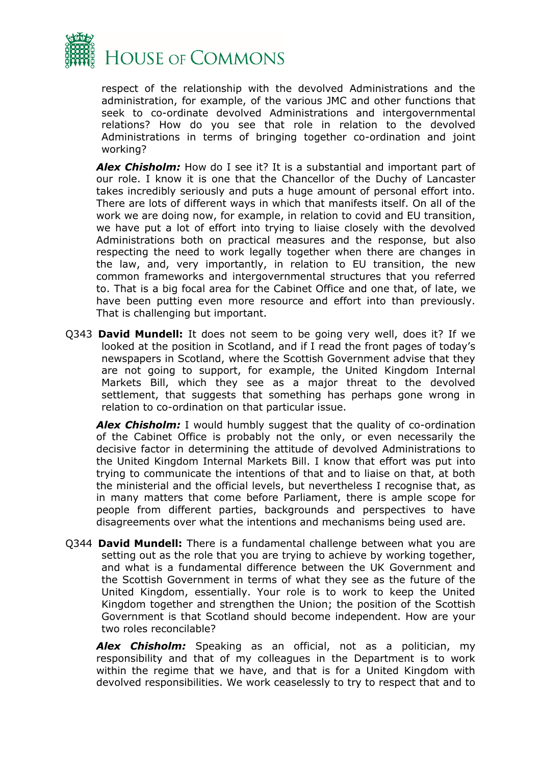respect of the relationship with the devolved Administrations and the administration, for example, of the various JMC and other functions that seek to co-ordinate devolved Administrations and intergovernmental relations? How do you see that role in relation to the devolved Administrations in terms of bringing together co-ordination and joint working?

***Alex Chisholm:*** How do I see it? It is a substantial and important part of our role. I know it is one that the Chancellor of the Duchy of Lancaster takes incredibly seriously and puts a huge amount of personal effort into. There are lots of different ways in which that manifests itself. On all of the work we are doing now, for example, in relation to covid and EU transition, we have put a lot of effort into trying to liaise closely with the devolved Administrations both on practical measures and the response, but also respecting the need to work legally together when there are changes in the law, and, very importantly, in relation to EU transition, the new common frameworks and intergovernmental structures that you referred to. That is a big focal area for the Cabinet Office and one that, of late, we have been putting even more resource and effort into than previously. That is challenging but important.

Q343 **David Mundell:** It does not seem to be going very well, does it? If we looked at the position in Scotland, and if I read the front pages of today's newspapers in Scotland, where the Scottish Government advise that they are not going to support, for example, the United Kingdom Internal Markets Bill, which they see as a major threat to the devolved settlement, that suggests that something has perhaps gone wrong in relation to co-ordination on that particular issue.

***Alex Chisholm:*** I would humbly suggest that the quality of co-ordination of the Cabinet Office is probably not the only, or even necessarily the decisive factor in determining the attitude of devolved Administrations to the United Kingdom Internal Markets Bill. I know that effort was put into trying to communicate the intentions of that and to liaise on that, at both the ministerial and the official levels, but nevertheless I recognise that, as in many matters that come before Parliament, there is ample scope for people from different parties, backgrounds and perspectives to have disagreements over what the intentions and mechanisms being used are.

Q344 **David Mundell:** There is a fundamental challenge between what you are setting out as the role that you are trying to achieve by working together, and what is a fundamental difference between the UK Government and the Scottish Government in terms of what they see as the future of the United Kingdom, essentially. Your role is to work to keep the United Kingdom together and strengthen the Union; the position of the Scottish Government is that Scotland should become independent. How are your two roles reconcilable?

***Alex Chisholm:*** Speaking as an official, not as a politician, my responsibility and that of my colleagues in the Department is to work within the regime that we have, and that is for a United Kingdom with devolved responsibilities. We work ceaselessly to try to respect that and to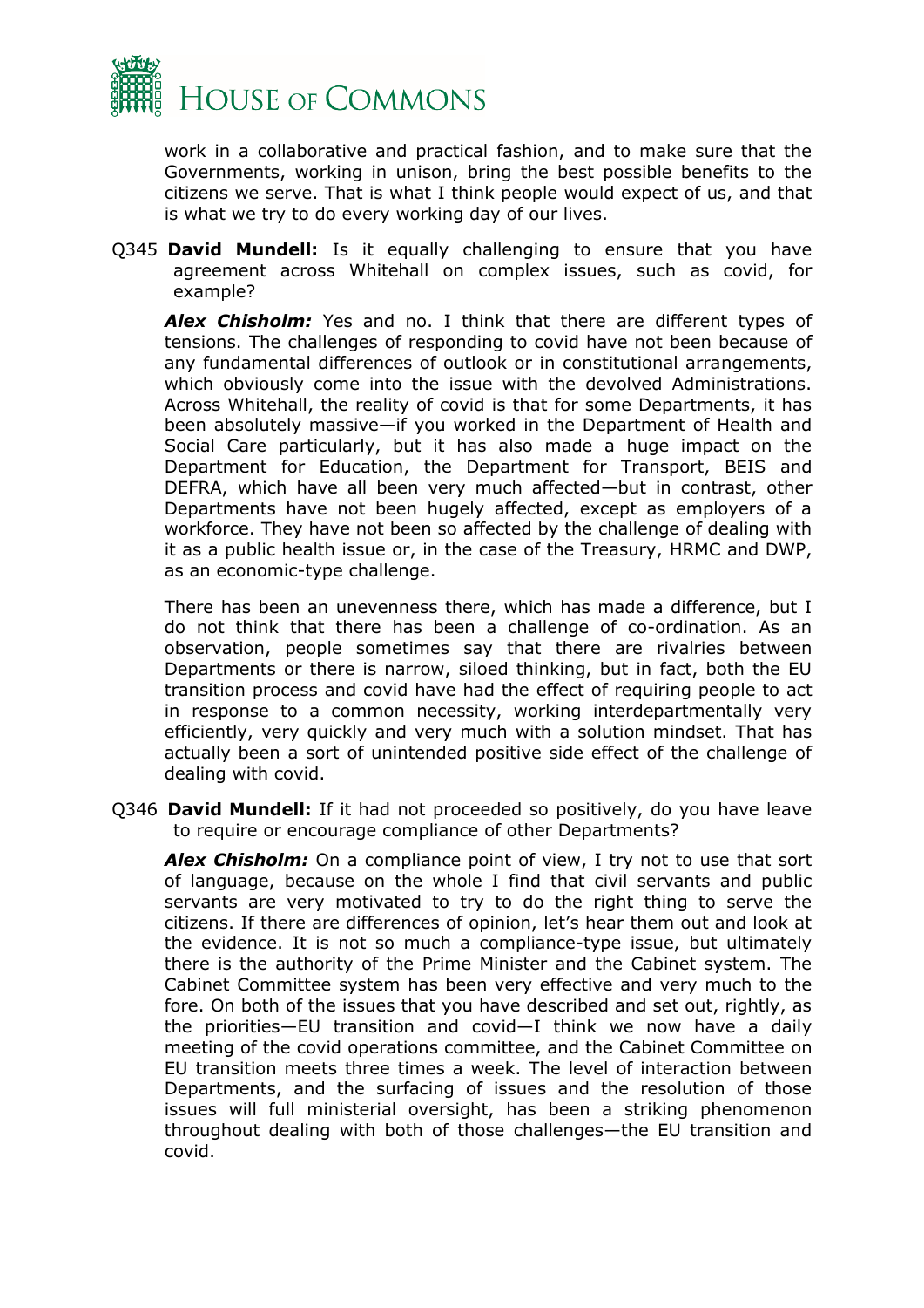work in a collaborative and practical fashion, and to make sure that the Governments, working in unison, bring the best possible benefits to the citizens we serve. That is what I think people would expect of us, and that is what we try to do every working day of our lives.

Q345 **David Mundell:** Is it equally challenging to ensure that you have agreement across Whitehall on complex issues, such as covid, for example?

***Alex Chisholm:*** Yes and no. I think that there are different types of tensions. The challenges of responding to covid have not been because of any fundamental differences of outlook or in constitutional arrangements, which obviously come into the issue with the devolved Administrations. Across Whitehall, the reality of covid is that for some Departments, it has been absolutely massive—if you worked in the Department of Health and Social Care particularly, but it has also made a huge impact on the Department for Education, the Department for Transport, BEIS and DEFRA, which have all been very much affected—but in contrast, other Departments have not been hugely affected, except as employers of a workforce. They have not been so affected by the challenge of dealing with it as a public health issue or, in the case of the Treasury, HRMC and DWP, as an economic-type challenge.

There has been an unevenness there, which has made a difference, but I do not think that there has been a challenge of co-ordination. As an observation, people sometimes say that there are rivalries between Departments or there is narrow, siloed thinking, but in fact, both the EU transition process and covid have had the effect of requiring people to act in response to a common necessity, working interdepartmentally very efficiently, very quickly and very much with a solution mindset. That has actually been a sort of unintended positive side effect of the challenge of dealing with covid.

Q346 **David Mundell:** If it had not proceeded so positively, do you have leave to require or encourage compliance of other Departments?

***Alex Chisholm:*** On a compliance point of view, I try not to use that sort of language, because on the whole I find that civil servants and public servants are very motivated to try to do the right thing to serve the citizens. If there are differences of opinion, let's hear them out and look at the evidence. It is not so much a compliance-type issue, but ultimately there is the authority of the Prime Minister and the Cabinet system. The Cabinet Committee system has been very effective and very much to the fore. On both of the issues that you have described and set out, rightly, as the priorities—EU transition and covid—I think we now have a daily meeting of the covid operations committee, and the Cabinet Committee on EU transition meets three times a week. The level of interaction between Departments, and the surfacing of issues and the resolution of those issues will full ministerial oversight, has been a striking phenomenon throughout dealing with both of those challenges—the EU transition and covid.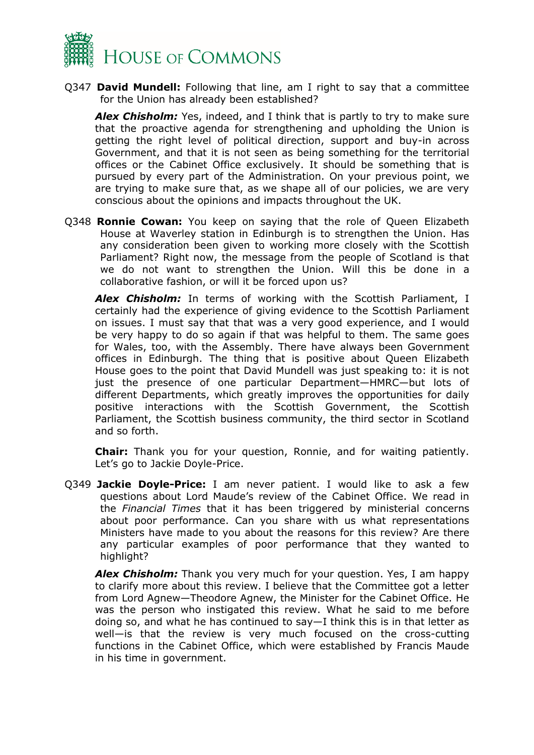Q347 **David Mundell:** Following that line, am I right to say that a committee for the Union has already been established?

***Alex Chisholm:*** Yes, indeed, and I think that is partly to try to make sure that the proactive agenda for strengthening and upholding the Union is getting the right level of political direction, support and buy-in across Government, and that it is not seen as being something for the territorial offices or the Cabinet Office exclusively. It should be something that is pursued by every part of the Administration. On your previous point, we are trying to make sure that, as we shape all of our policies, we are very conscious about the opinions and impacts throughout the UK.

Q348 **Ronnie Cowan:** You keep on saying that the role of Queen Elizabeth House at Waverley station in Edinburgh is to strengthen the Union. Has any consideration been given to working more closely with the Scottish Parliament? Right now, the message from the people of Scotland is that we do not want to strengthen the Union. Will this be done in a collaborative fashion, or will it be forced upon us?

***Alex Chisholm:*** In terms of working with the Scottish Parliament, I certainly had the experience of giving evidence to the Scottish Parliament on issues. I must say that that was a very good experience, and I would be very happy to do so again if that was helpful to them. The same goes for Wales, too, with the Assembly. There have always been Government offices in Edinburgh. The thing that is positive about Queen Elizabeth House goes to the point that David Mundell was just speaking to: it is not just the presence of one particular Department—HMRC—but lots of different Departments, which greatly improves the opportunities for daily positive interactions with the Scottish Government, the Scottish Parliament, the Scottish business community, the third sector in Scotland and so forth.

**Chair:** Thank you for your question, Ronnie, and for waiting patiently. Let's go to Jackie Doyle-Price.

Q349 **Jackie Doyle-Price:** I am never patient. I would like to ask a few questions about Lord Maude's review of the Cabinet Office. We read in the *Financial Times* that it has been triggered by ministerial concerns about poor performance. Can you share with us what representations Ministers have made to you about the reasons for this review? Are there any particular examples of poor performance that they wanted to highlight?

***Alex Chisholm:*** Thank you very much for your question. Yes, I am happy to clarify more about this review. I believe that the Committee got a letter from Lord Agnew—Theodore Agnew, the Minister for the Cabinet Office. He was the person who instigated this review. What he said to me before doing so, and what he has continued to say—I think this is in that letter as well—is that the review is very much focused on the cross-cutting functions in the Cabinet Office, which were established by Francis Maude in his time in government.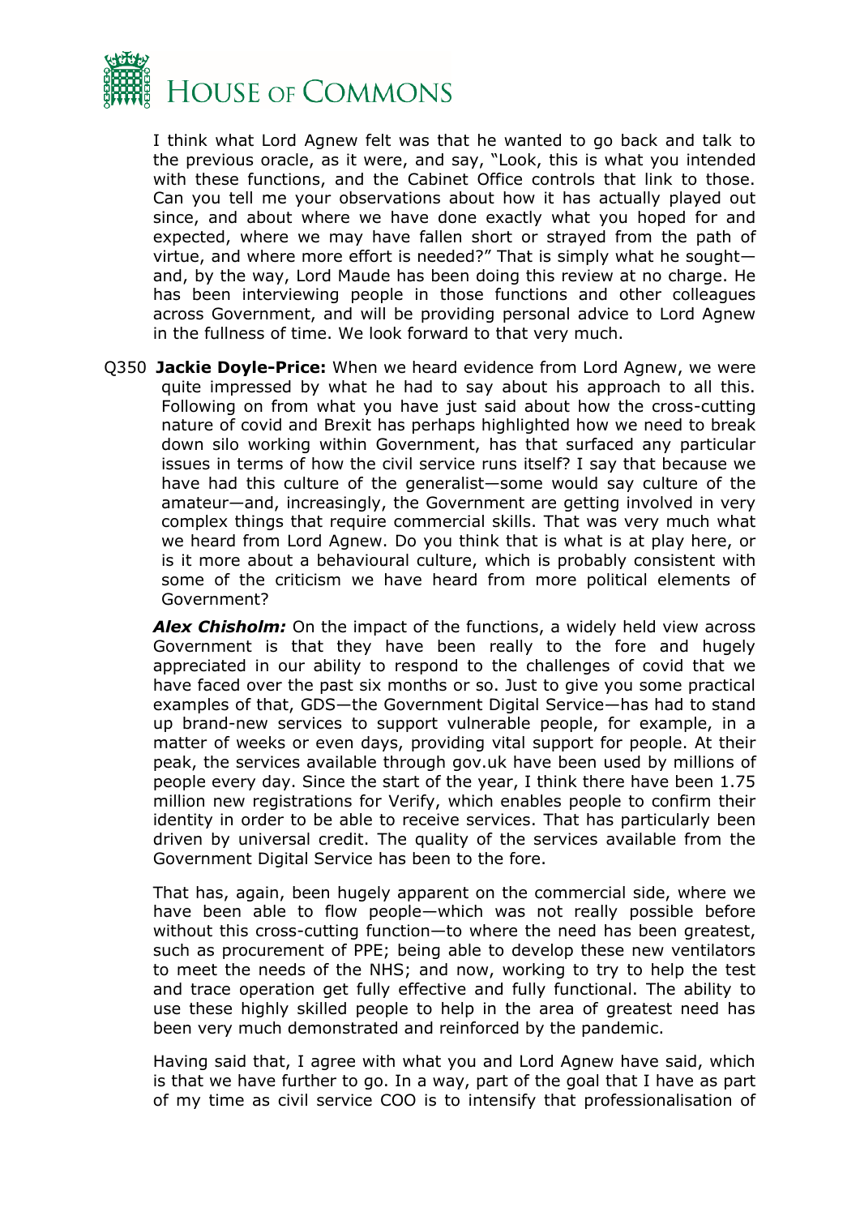I think what Lord Agnew felt was that he wanted to go back and talk to the previous oracle, as it were, and say, "Look, this is what you intended with these functions, and the Cabinet Office controls that link to those. Can you tell me your observations about how it has actually played out since, and about where we have done exactly what you hoped for and expected, where we may have fallen short or strayed from the path of virtue, and where more effort is needed?" That is simply what he sought—and, by the way, Lord Maude has been doing this review at no charge. He has been interviewing people in those functions and other colleagues across Government, and will be providing personal advice to Lord Agnew in the fullness of time. We look forward to that very much.

Q350 **Jackie Doyle-Price:** When we heard evidence from Lord Agnew, we were quite impressed by what he had to say about his approach to all this. Following on from what you have just said about how the cross-cutting nature of covid and Brexit has perhaps highlighted how we need to break down silo working within Government, has that surfaced any particular issues in terms of how the civil service runs itself? I say that because we have had this culture of the generalist—some would say culture of the amateur—and, increasingly, the Government are getting involved in very complex things that require commercial skills. That was very much what we heard from Lord Agnew. Do you think that is what is at play here, or is it more about a behavioural culture, which is probably consistent with some of the criticism we have heard from more political elements of Government?

***Alex Chisholm:*** On the impact of the functions, a widely held view across Government is that they have been really to the fore and hugely appreciated in our ability to respond to the challenges of covid that we have faced over the past six months or so. Just to give you some practical examples of that, GDS—the Government Digital Service—has had to stand up brand-new services to support vulnerable people, for example, in a matter of weeks or even days, providing vital support for people. At their peak, the services available through gov.uk have been used by millions of people every day. Since the start of the year, I think there have been 1.75 million new registrations for Verify, which enables people to confirm their identity in order to be able to receive services. That has particularly been driven by universal credit. The quality of the services available from the Government Digital Service has been to the fore.

That has, again, been hugely apparent on the commercial side, where we have been able to flow people—which was not really possible before without this cross-cutting function—to where the need has been greatest, such as procurement of PPE; being able to develop these new ventilators to meet the needs of the NHS; and now, working to try to help the test and trace operation get fully effective and fully functional. The ability to use these highly skilled people to help in the area of greatest need has been very much demonstrated and reinforced by the pandemic.

Having said that, I agree with what you and Lord Agnew have said, which is that we have further to go. In a way, part of the goal that I have as part of my time as civil service COO is to intensify that professionalisation of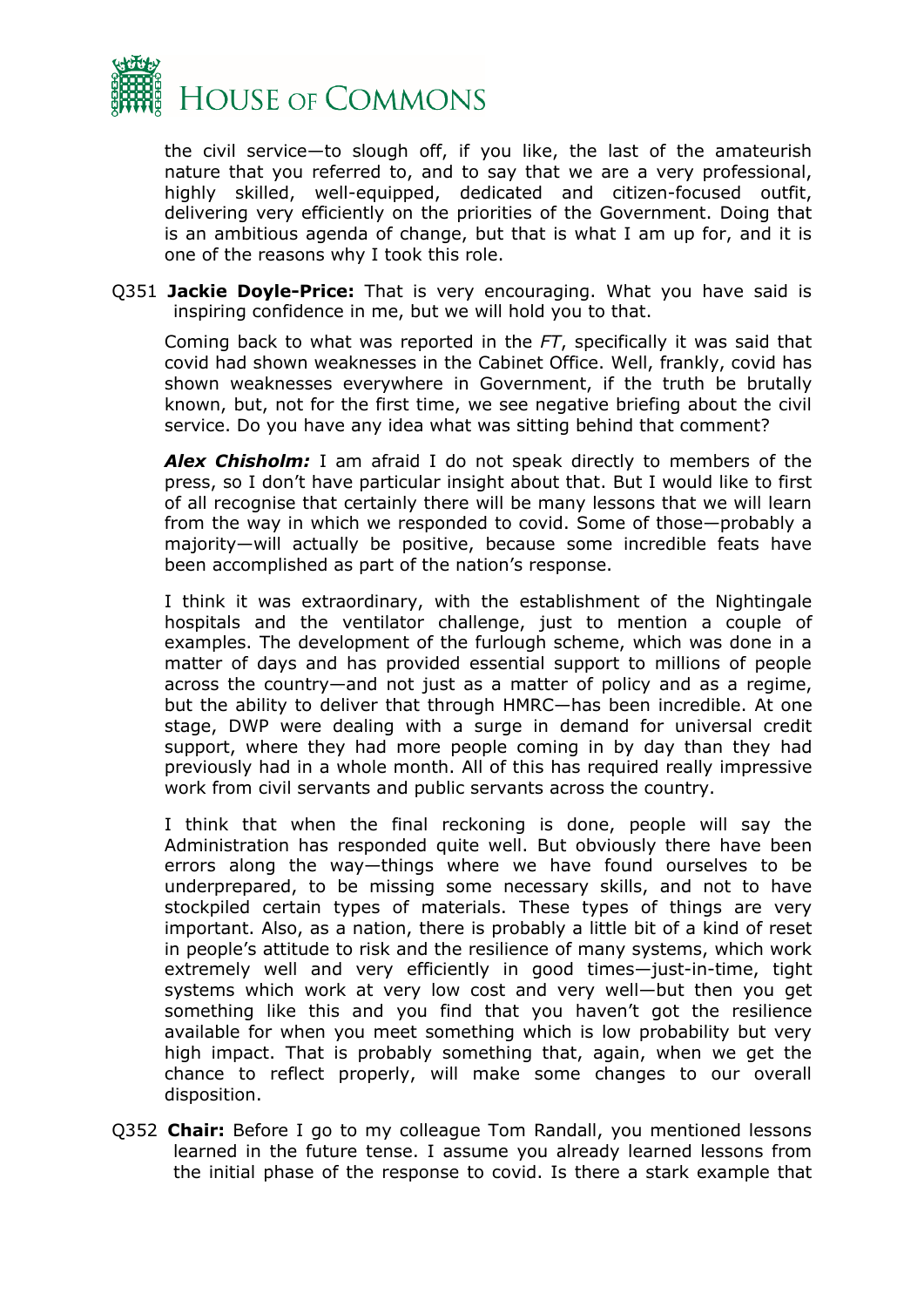the civil service—to slough off, if you like, the last of the amateurish nature that you referred to, and to say that we are a very professional, highly skilled, well-equipped, dedicated and citizen-focused outfit, delivering very efficiently on the priorities of the Government. Doing that is an ambitious agenda of change, but that is what I am up for, and it is one of the reasons why I took this role.

Q351 **Jackie Doyle-Price:** That is very encouraging. What you have said is inspiring confidence in me, but we will hold you to that.

Coming back to what was reported in the *FT*, specifically it was said that covid had shown weaknesses in the Cabinet Office. Well, frankly, covid has shown weaknesses everywhere in Government, if the truth be brutally known, but, not for the first time, we see negative briefing about the civil service. Do you have any idea what was sitting behind that comment?

***Alex Chisholm:*** I am afraid I do not speak directly to members of the press, so I don't have particular insight about that. But I would like to first of all recognise that certainly there will be many lessons that we will learn from the way in which we responded to covid. Some of those—probably a majority—will actually be positive, because some incredible feats have been accomplished as part of the nation's response.

I think it was extraordinary, with the establishment of the Nightingale hospitals and the ventilator challenge, just to mention a couple of examples. The development of the furlough scheme, which was done in a matter of days and has provided essential support to millions of people across the country—and not just as a matter of policy and as a regime, but the ability to deliver that through HMRC—has been incredible. At one stage, DWP were dealing with a surge in demand for universal credit support, where they had more people coming in by day than they had previously had in a whole month. All of this has required really impressive work from civil servants and public servants across the country.

I think that when the final reckoning is done, people will say the Administration has responded quite well. But obviously there have been errors along the way—things where we have found ourselves to be underprepared, to be missing some necessary skills, and not to have stockpiled certain types of materials. These types of things are very important. Also, as a nation, there is probably a little bit of a kind of reset in people's attitude to risk and the resilience of many systems, which work extremely well and very efficiently in good times—just-in-time, tight systems which work at very low cost and very well—but then you get something like this and you find that you haven't got the resilience available for when you meet something which is low probability but very high impact. That is probably something that, again, when we get the chance to reflect properly, will make some changes to our overall disposition.

Q352 **Chair:** Before I go to my colleague Tom Randall, you mentioned lessons learned in the future tense. I assume you already learned lessons from the initial phase of the response to covid. Is there a stark example that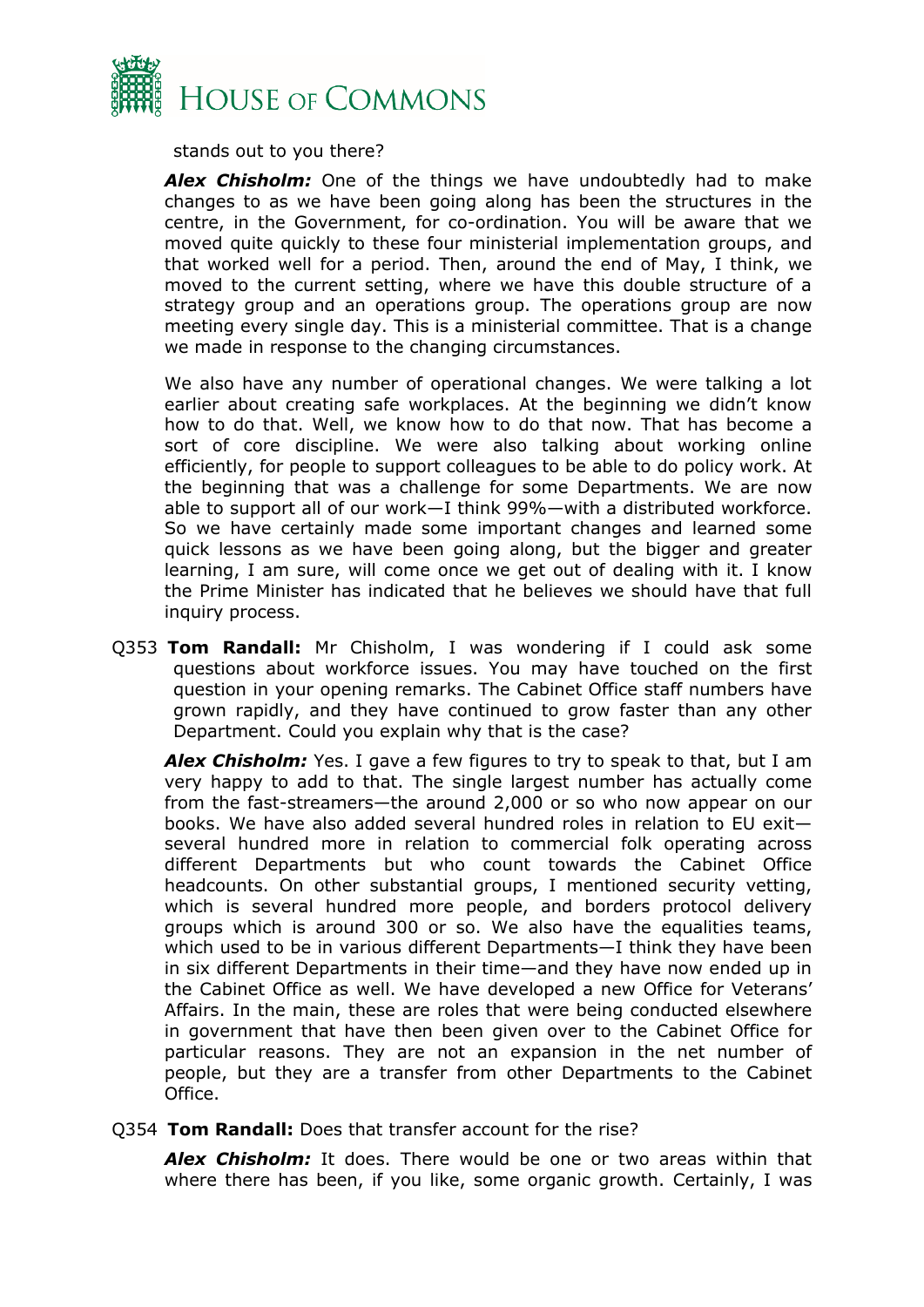stands out to you there?

***Alex Chisholm:*** One of the things we have undoubtedly had to make changes to as we have been going along has been the structures in the centre, in the Government, for co-ordination. You will be aware that we moved quite quickly to these four ministerial implementation groups, and that worked well for a period. Then, around the end of May, I think, we moved to the current setting, where we have this double structure of a strategy group and an operations group. The operations group are now meeting every single day. This is a ministerial committee. That is a change we made in response to the changing circumstances.

We also have any number of operational changes. We were talking a lot earlier about creating safe workplaces. At the beginning we didn't know how to do that. Well, we know how to do that now. That has become a sort of core discipline. We were also talking about working online efficiently, for people to support colleagues to be able to do policy work. At the beginning that was a challenge for some Departments. We are now able to support all of our work—I think 99%—with a distributed workforce. So we have certainly made some important changes and learned some quick lessons as we have been going along, but the bigger and greater learning, I am sure, will come once we get out of dealing with it. I know the Prime Minister has indicated that he believes we should have that full inquiry process.

Q353 **Tom Randall:** Mr Chisholm, I was wondering if I could ask some questions about workforce issues. You may have touched on the first question in your opening remarks. The Cabinet Office staff numbers have grown rapidly, and they have continued to grow faster than any other Department. Could you explain why that is the case?

***Alex Chisholm:*** Yes. I gave a few figures to try to speak to that, but I am very happy to add to that. The single largest number has actually come from the fast-streamers—the around 2,000 or so who now appear on our books. We have also added several hundred roles in relation to EU exit—several hundred more in relation to commercial folk operating across different Departments but who count towards the Cabinet Office headcounts. On other substantial groups, I mentioned security vetting, which is several hundred more people, and borders protocol delivery groups which is around 300 or so. We also have the equalities teams, which used to be in various different Departments—I think they have been in six different Departments in their time—and they have now ended up in the Cabinet Office as well. We have developed a new Office for Veterans' Affairs. In the main, these are roles that were being conducted elsewhere in government that have then been given over to the Cabinet Office for particular reasons. They are not an expansion in the net number of people, but they are a transfer from other Departments to the Cabinet Office.

Q354 **Tom Randall:** Does that transfer account for the rise?

***Alex Chisholm:*** It does. There would be one or two areas within that where there has been, if you like, some organic growth. Certainly, I was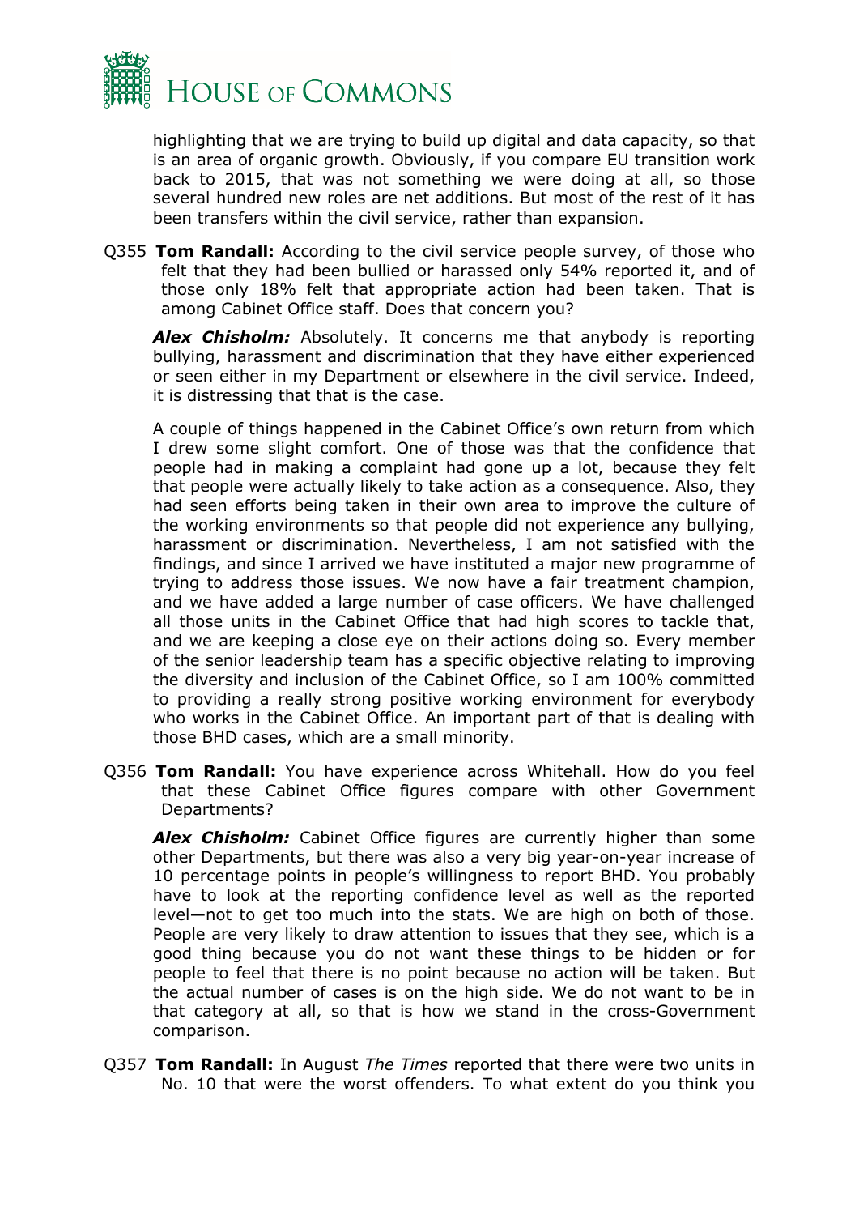highlighting that we are trying to build up digital and data capacity, so that is an area of organic growth. Obviously, if you compare EU transition work back to 2015, that was not something we were doing at all, so those several hundred new roles are net additions. But most of the rest of it has been transfers within the civil service, rather than expansion.

Q355 **Tom Randall:** According to the civil service people survey, of those who felt that they had been bullied or harassed only 54% reported it, and of those only 18% felt that appropriate action had been taken. That is among Cabinet Office staff. Does that concern you?

***Alex Chisholm:*** Absolutely. It concerns me that anybody is reporting bullying, harassment and discrimination that they have either experienced or seen either in my Department or elsewhere in the civil service. Indeed, it is distressing that that is the case.

A couple of things happened in the Cabinet Office's own return from which I drew some slight comfort. One of those was that the confidence that people had in making a complaint had gone up a lot, because they felt that people were actually likely to take action as a consequence. Also, they had seen efforts being taken in their own area to improve the culture of the working environments so that people did not experience any bullying, harassment or discrimination. Nevertheless, I am not satisfied with the findings, and since I arrived we have instituted a major new programme of trying to address those issues. We now have a fair treatment champion, and we have added a large number of case officers. We have challenged all those units in the Cabinet Office that had high scores to tackle that, and we are keeping a close eye on their actions doing so. Every member of the senior leadership team has a specific objective relating to improving the diversity and inclusion of the Cabinet Office, so I am 100% committed to providing a really strong positive working environment for everybody who works in the Cabinet Office. An important part of that is dealing with those BHD cases, which are a small minority.

Q356 **Tom Randall:** You have experience across Whitehall. How do you feel that these Cabinet Office figures compare with other Government Departments?

***Alex Chisholm:*** Cabinet Office figures are currently higher than some other Departments, but there was also a very big year-on-year increase of 10 percentage points in people's willingness to report BHD. You probably have to look at the reporting confidence level as well as the reported level—not to get too much into the stats. We are high on both of those. People are very likely to draw attention to issues that they see, which is a good thing because you do not want these things to be hidden or for people to feel that there is no point because no action will be taken. But the actual number of cases is on the high side. We do not want to be in that category at all, so that is how we stand in the cross-Government comparison.

Q357 **Tom Randall:** In August *The Times* reported that there were two units in No. 10 that were the worst offenders. To what extent do you think you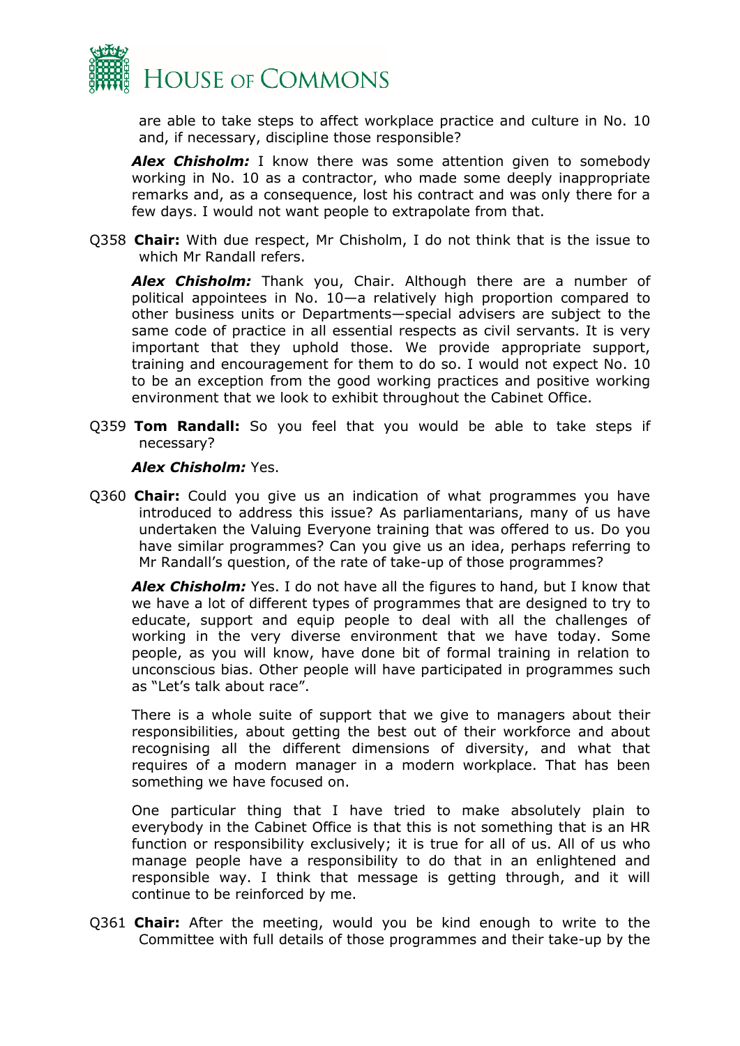are able to take steps to affect workplace practice and culture in No. 10 and, if necessary, discipline those responsible?

***Alex Chisholm:*** I know there was some attention given to somebody working in No. 10 as a contractor, who made some deeply inappropriate remarks and, as a consequence, lost his contract and was only there for a few days. I would not want people to extrapolate from that.

Q358 **Chair:** With due respect, Mr Chisholm, I do not think that is the issue to which Mr Randall refers.

***Alex Chisholm:*** Thank you, Chair. Although there are a number of political appointees in No. 10—a relatively high proportion compared to other business units or Departments—special advisers are subject to the same code of practice in all essential respects as civil servants. It is very important that they uphold those. We provide appropriate support, training and encouragement for them to do so. I would not expect No. 10 to be an exception from the good working practices and positive working environment that we look to exhibit throughout the Cabinet Office.

Q359 **Tom Randall:** So you feel that you would be able to take steps if necessary?

***Alex Chisholm:*** Yes.

Q360 **Chair:** Could you give us an indication of what programmes you have introduced to address this issue? As parliamentarians, many of us have undertaken the Valuing Everyone training that was offered to us. Do you have similar programmes? Can you give us an idea, perhaps referring to Mr Randall's question, of the rate of take-up of those programmes?

***Alex Chisholm:*** Yes. I do not have all the figures to hand, but I know that we have a lot of different types of programmes that are designed to try to educate, support and equip people to deal with all the challenges of working in the very diverse environment that we have today. Some people, as you will know, have done bit of formal training in relation to unconscious bias. Other people will have participated in programmes such as "Let's talk about race".

There is a whole suite of support that we give to managers about their responsibilities, about getting the best out of their workforce and about recognising all the different dimensions of diversity, and what that requires of a modern manager in a modern workplace. That has been something we have focused on.

One particular thing that I have tried to make absolutely plain to everybody in the Cabinet Office is that this is not something that is an HR function or responsibility exclusively; it is true for all of us. All of us who manage people have a responsibility to do that in an enlightened and responsible way. I think that message is getting through, and it will continue to be reinforced by me.

Q361 **Chair:** After the meeting, would you be kind enough to write to the Committee with full details of those programmes and their take-up by the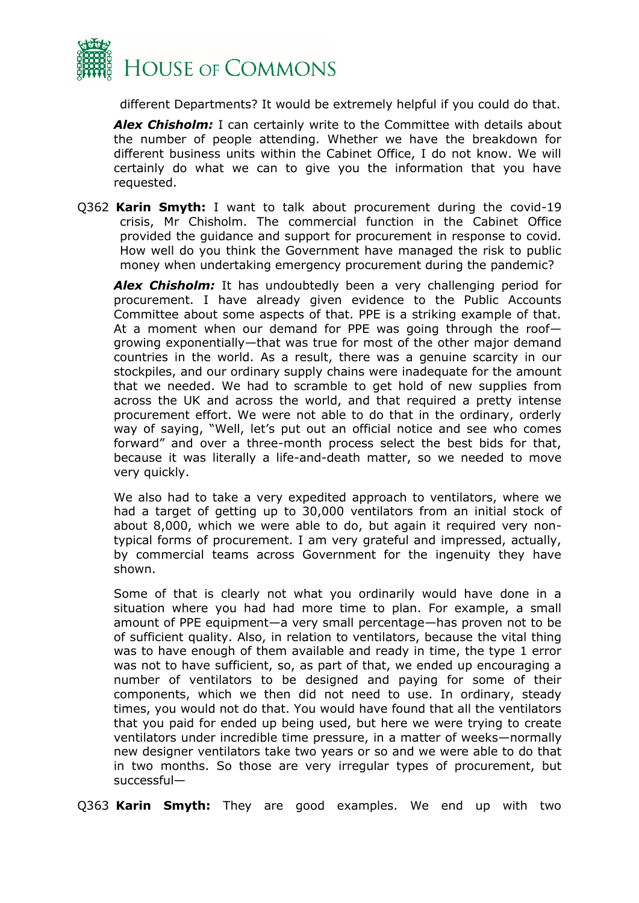different Departments? It would be extremely helpful if you could do that.

***Alex Chisholm:*** I can certainly write to the Committee with details about the number of people attending. Whether we have the breakdown for different business units within the Cabinet Office, I do not know. We will certainly do what we can to give you the information that you have requested.

Q362 **Karin Smyth:** I want to talk about procurement during the covid-19 crisis, Mr Chisholm. The commercial function in the Cabinet Office provided the guidance and support for procurement in response to covid. How well do you think the Government have managed the risk to public money when undertaking emergency procurement during the pandemic?

***Alex Chisholm:*** It has undoubtedly been a very challenging period for procurement. I have already given evidence to the Public Accounts Committee about some aspects of that. PPE is a striking example of that. At a moment when our demand for PPE was going through the roof—growing exponentially—that was true for most of the other major demand countries in the world. As a result, there was a genuine scarcity in our stockpiles, and our ordinary supply chains were inadequate for the amount that we needed. We had to scramble to get hold of new supplies from across the UK and across the world, and that required a pretty intense procurement effort. We were not able to do that in the ordinary, orderly way of saying, "Well, let's put out an official notice and see who comes forward" and over a three-month process select the best bids for that, because it was literally a life-and-death matter, so we needed to move very quickly.

We also had to take a very expedited approach to ventilators, where we had a target of getting up to 30,000 ventilators from an initial stock of about 8,000, which we were able to do, but again it required very non-typical forms of procurement. I am very grateful and impressed, actually, by commercial teams across Government for the ingenuity they have shown.

Some of that is clearly not what you ordinarily would have done in a situation where you had had more time to plan. For example, a small amount of PPE equipment—a very small percentage—has proven not to be of sufficient quality. Also, in relation to ventilators, because the vital thing was to have enough of them available and ready in time, the type 1 error was not to have sufficient, so, as part of that, we ended up encouraging a number of ventilators to be designed and paying for some of their components, which we then did not need to use. In ordinary, steady times, you would not do that. You would have found that all the ventilators that you paid for ended up being used, but here we were trying to create ventilators under incredible time pressure, in a matter of weeks—normally new designer ventilators take two years or so and we were able to do that in two months. So those are very irregular types of procurement, but successful—

Q363 **Karin Smyth:** They are good examples. We end up with two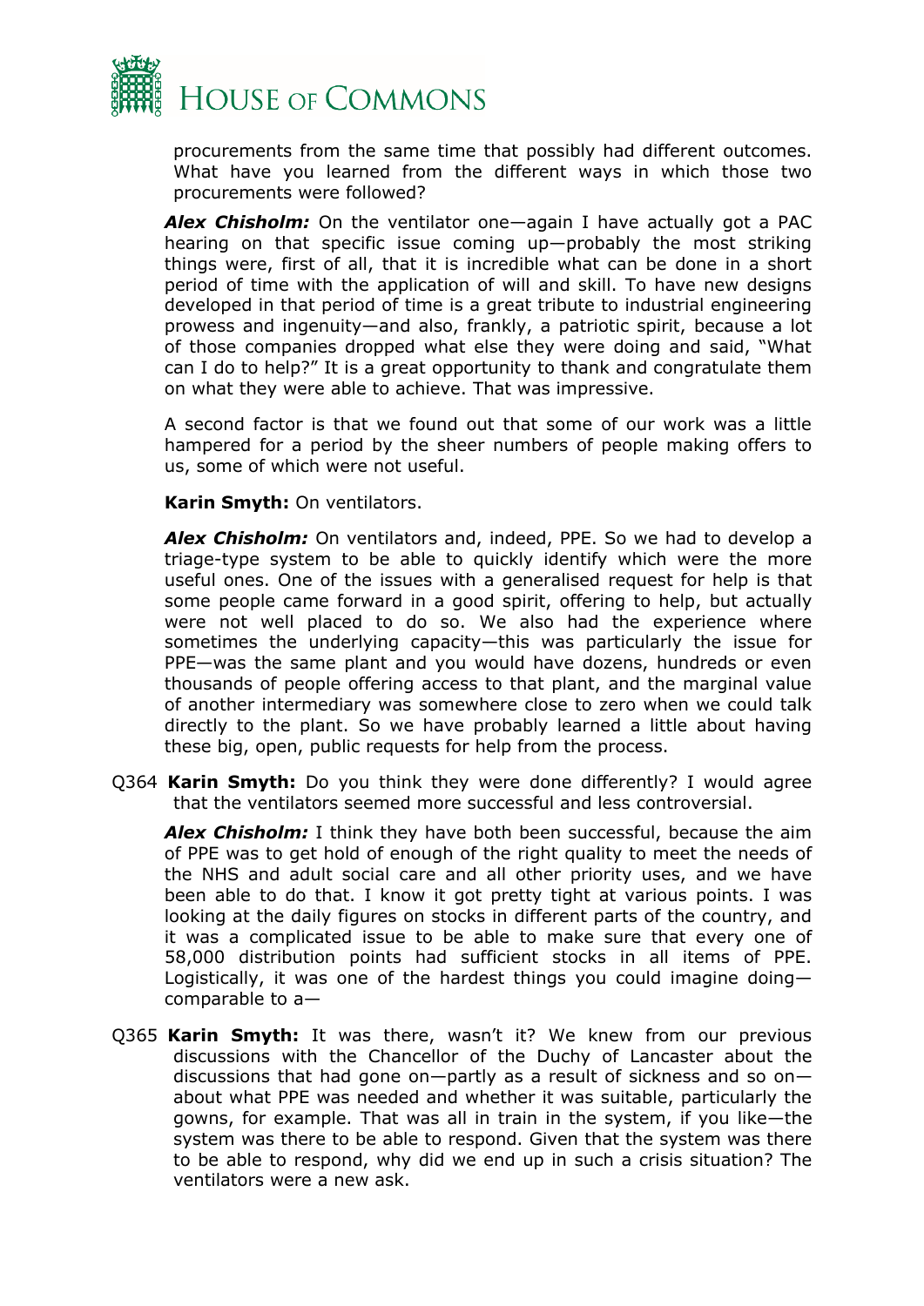procurements from the same time that possibly had different outcomes. What have you learned from the different ways in which those two procurements were followed?

***Alex Chisholm:*** On the ventilator one—again I have actually got a PAC hearing on that specific issue coming up—probably the most striking things were, first of all, that it is incredible what can be done in a short period of time with the application of will and skill. To have new designs developed in that period of time is a great tribute to industrial engineering prowess and ingenuity—and also, frankly, a patriotic spirit, because a lot of those companies dropped what else they were doing and said, "What can I do to help?" It is a great opportunity to thank and congratulate them on what they were able to achieve. That was impressive.

A second factor is that we found out that some of our work was a little hampered for a period by the sheer numbers of people making offers to us, some of which were not useful.

**Karin Smyth:** On ventilators.

***Alex Chisholm:*** On ventilators and, indeed, PPE. So we had to develop a triage-type system to be able to quickly identify which were the more useful ones. One of the issues with a generalised request for help is that some people came forward in a good spirit, offering to help, but actually were not well placed to do so. We also had the experience where sometimes the underlying capacity—this was particularly the issue for PPE—was the same plant and you would have dozens, hundreds or even thousands of people offering access to that plant, and the marginal value of another intermediary was somewhere close to zero when we could talk directly to the plant. So we have probably learned a little about having these big, open, public requests for help from the process.

Q364 **Karin Smyth:** Do you think they were done differently? I would agree that the ventilators seemed more successful and less controversial.

***Alex Chisholm:*** I think they have both been successful, because the aim of PPE was to get hold of enough of the right quality to meet the needs of the NHS and adult social care and all other priority uses, and we have been able to do that. I know it got pretty tight at various points. I was looking at the daily figures on stocks in different parts of the country, and it was a complicated issue to be able to make sure that every one of 58,000 distribution points had sufficient stocks in all items of PPE. Logistically, it was one of the hardest things you could imagine doing—comparable to a—

Q365 **Karin Smyth:** It was there, wasn't it? We knew from our previous discussions with the Chancellor of the Duchy of Lancaster about the discussions that had gone on—partly as a result of sickness and so on—about what PPE was needed and whether it was suitable, particularly the gowns, for example. That was all in train in the system, if you like—the system was there to be able to respond. Given that the system was there to be able to respond, why did we end up in such a crisis situation? The ventilators were a new ask.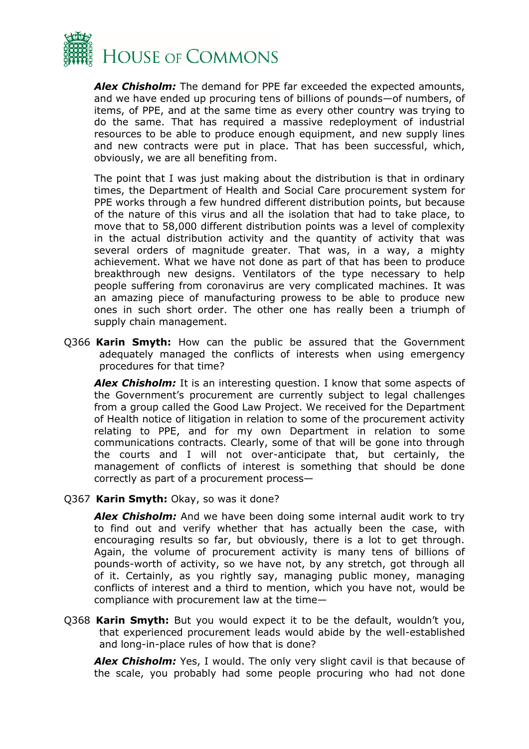***Alex Chisholm:*** The demand for PPE far exceeded the expected amounts, and we have ended up procuring tens of billions of pounds—of numbers, of items, of PPE, and at the same time as every other country was trying to do the same. That has required a massive redeployment of industrial resources to be able to produce enough equipment, and new supply lines and new contracts were put in place. That has been successful, which, obviously, we are all benefiting from.

The point that I was just making about the distribution is that in ordinary times, the Department of Health and Social Care procurement system for PPE works through a few hundred different distribution points, but because of the nature of this virus and all the isolation that had to take place, to move that to 58,000 different distribution points was a level of complexity in the actual distribution activity and the quantity of activity that was several orders of magnitude greater. That was, in a way, a mighty achievement. What we have not done as part of that has been to produce breakthrough new designs. Ventilators of the type necessary to help people suffering from coronavirus are very complicated machines. It was an amazing piece of manufacturing prowess to be able to produce new ones in such short order. The other one has really been a triumph of supply chain management.

Q366 **Karin Smyth:** How can the public be assured that the Government adequately managed the conflicts of interests when using emergency procedures for that time?

***Alex Chisholm:*** It is an interesting question. I know that some aspects of the Government's procurement are currently subject to legal challenges from a group called the Good Law Project. We received for the Department of Health notice of litigation in relation to some of the procurement activity relating to PPE, and for my own Department in relation to some communications contracts. Clearly, some of that will be gone into through the courts and I will not over-anticipate that, but certainly, the management of conflicts of interest is something that should be done correctly as part of a procurement process—

Q367 **Karin Smyth:** Okay, so was it done?

***Alex Chisholm:*** And we have been doing some internal audit work to try to find out and verify whether that has actually been the case, with encouraging results so far, but obviously, there is a lot to get through. Again, the volume of procurement activity is many tens of billions of pounds-worth of activity, so we have not, by any stretch, got through all of it. Certainly, as you rightly say, managing public money, managing conflicts of interest and a third to mention, which you have not, would be compliance with procurement law at the time—

Q368 **Karin Smyth:** But you would expect it to be the default, wouldn't you, that experienced procurement leads would abide by the well-established and long-in-place rules of how that is done?

***Alex Chisholm:*** Yes, I would. The only very slight cavil is that because of the scale, you probably had some people procuring who had not done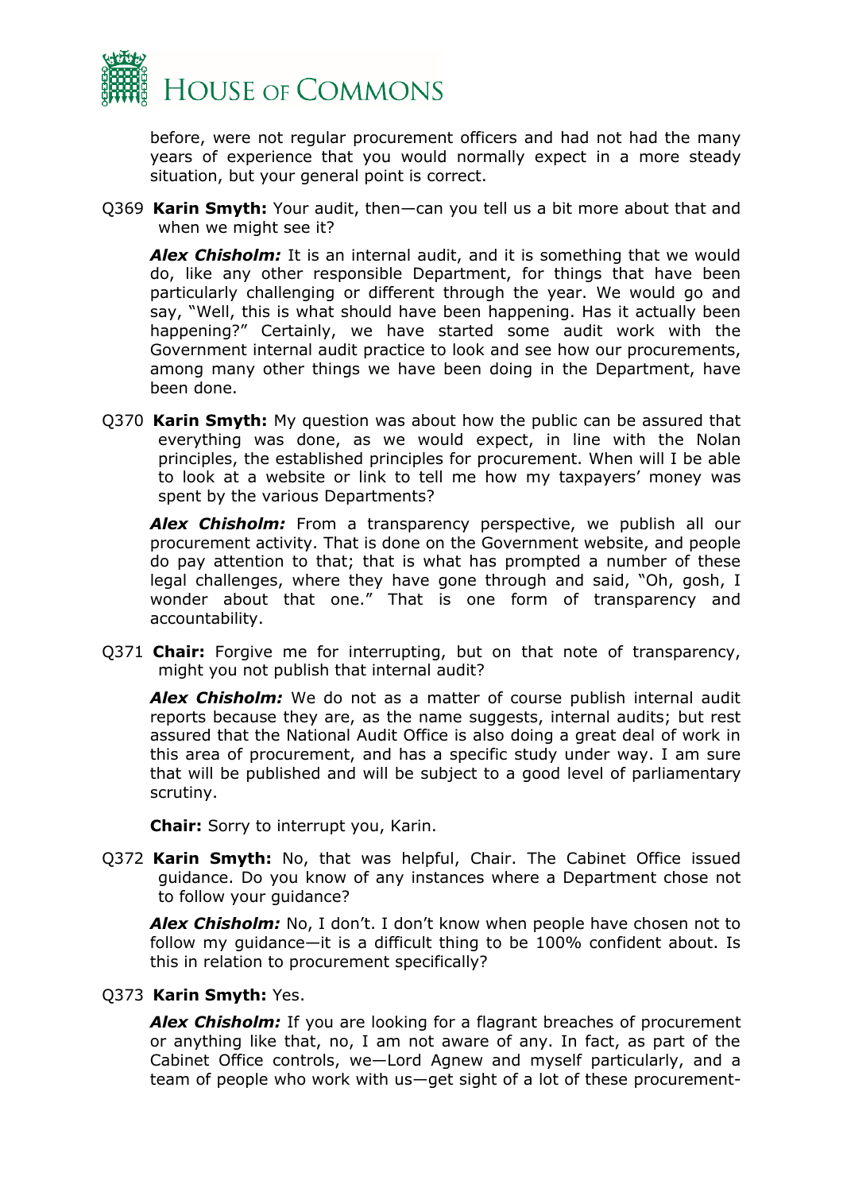before, were not regular procurement officers and had not had the many years of experience that you would normally expect in a more steady situation, but your general point is correct.

Q369 **Karin Smyth:** Your audit, then—can you tell us a bit more about that and when we might see it?

***Alex Chisholm:*** It is an internal audit, and it is something that we would do, like any other responsible Department, for things that have been particularly challenging or different through the year. We would go and say, "Well, this is what should have been happening. Has it actually been happening?" Certainly, we have started some audit work with the Government internal audit practice to look and see how our procurements, among many other things we have been doing in the Department, have been done.

Q370 **Karin Smyth:** My question was about how the public can be assured that everything was done, as we would expect, in line with the Nolan principles, the established principles for procurement. When will I be able to look at a website or link to tell me how my taxpayers' money was spent by the various Departments?

***Alex Chisholm:*** From a transparency perspective, we publish all our procurement activity. That is done on the Government website, and people do pay attention to that; that is what has prompted a number of these legal challenges, where they have gone through and said, "Oh, gosh, I wonder about that one." That is one form of transparency and accountability.

Q371 **Chair:** Forgive me for interrupting, but on that note of transparency, might you not publish that internal audit?

***Alex Chisholm:*** We do not as a matter of course publish internal audit reports because they are, as the name suggests, internal audits; but rest assured that the National Audit Office is also doing a great deal of work in this area of procurement, and has a specific study under way. I am sure that will be published and will be subject to a good level of parliamentary scrutiny.

**Chair:** Sorry to interrupt you, Karin.

Q372 **Karin Smyth:** No, that was helpful, Chair. The Cabinet Office issued guidance. Do you know of any instances where a Department chose not to follow your guidance?

***Alex Chisholm:*** No, I don't. I don't know when people have chosen not to follow my guidance—it is a difficult thing to be 100% confident about. Is this in relation to procurement specifically?

Q373 **Karin Smyth:** Yes.

***Alex Chisholm:*** If you are looking for a flagrant breaches of procurement or anything like that, no, I am not aware of any. In fact, as part of the Cabinet Office controls, we—Lord Agnew and myself particularly, and a team of people who work with us—get sight of a lot of these procurement-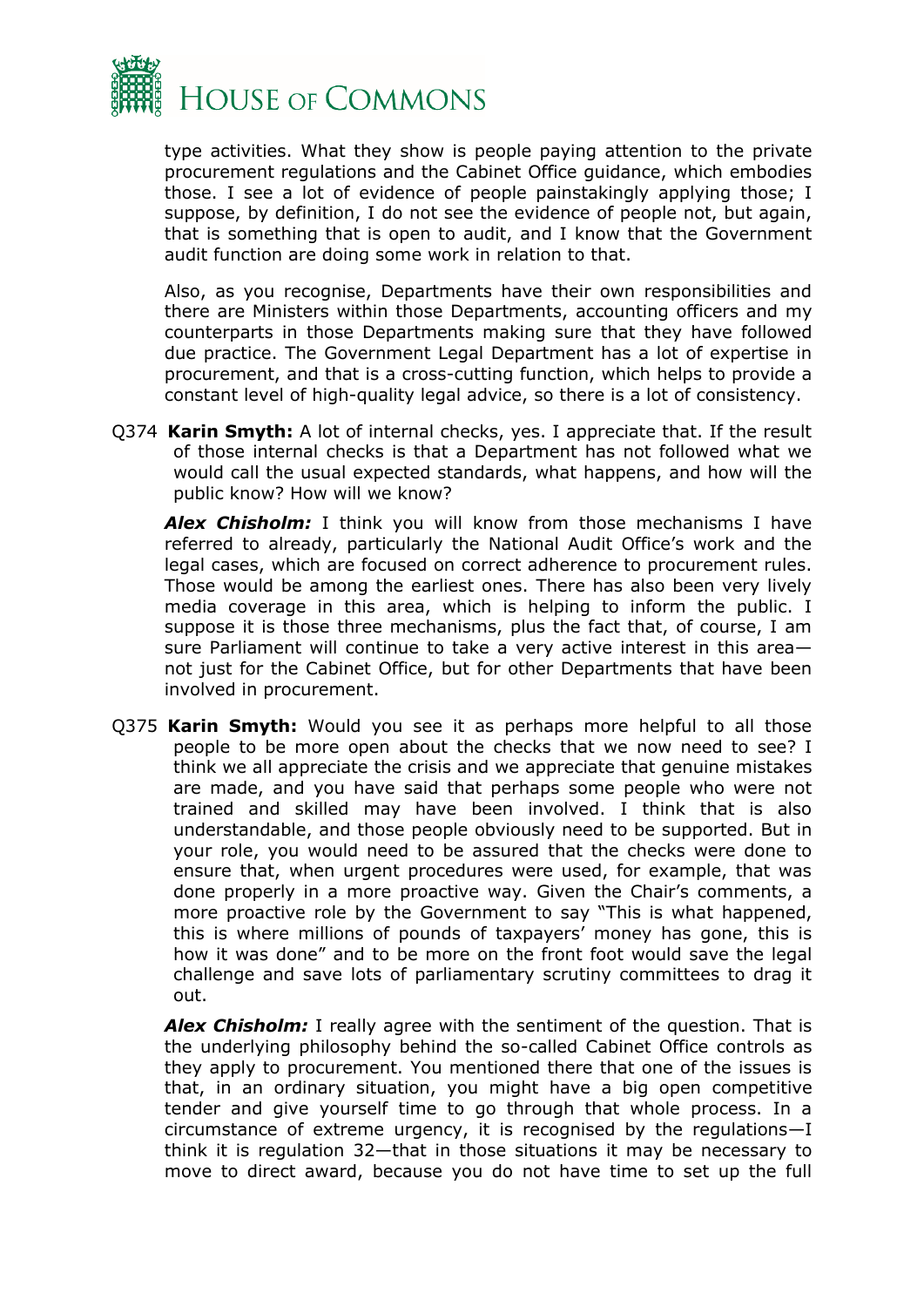type activities. What they show is people paying attention to the private procurement regulations and the Cabinet Office guidance, which embodies those. I see a lot of evidence of people painstakingly applying those; I suppose, by definition, I do not see the evidence of people not, but again, that is something that is open to audit, and I know that the Government audit function are doing some work in relation to that.

Also, as you recognise, Departments have their own responsibilities and there are Ministers within those Departments, accounting officers and my counterparts in those Departments making sure that they have followed due practice. The Government Legal Department has a lot of expertise in procurement, and that is a cross-cutting function, which helps to provide a constant level of high-quality legal advice, so there is a lot of consistency.

Q374 **Karin Smyth:** A lot of internal checks, yes. I appreciate that. If the result of those internal checks is that a Department has not followed what we would call the usual expected standards, what happens, and how will the public know? How will we know?

***Alex Chisholm:*** I think you will know from those mechanisms I have referred to already, particularly the National Audit Office's work and the legal cases, which are focused on correct adherence to procurement rules. Those would be among the earliest ones. There has also been very lively media coverage in this area, which is helping to inform the public. I suppose it is those three mechanisms, plus the fact that, of course, I am sure Parliament will continue to take a very active interest in this area—not just for the Cabinet Office, but for other Departments that have been involved in procurement.

Q375 **Karin Smyth:** Would you see it as perhaps more helpful to all those people to be more open about the checks that we now need to see? I think we all appreciate the crisis and we appreciate that genuine mistakes are made, and you have said that perhaps some people who were not trained and skilled may have been involved. I think that is also understandable, and those people obviously need to be supported. But in your role, you would need to be assured that the checks were done to ensure that, when urgent procedures were used, for example, that was done properly in a more proactive way. Given the Chair's comments, a more proactive role by the Government to say "This is what happened, this is where millions of pounds of taxpayers' money has gone, this is how it was done" and to be more on the front foot would save the legal challenge and save lots of parliamentary scrutiny committees to drag it out.

***Alex Chisholm:*** I really agree with the sentiment of the question. That is the underlying philosophy behind the so-called Cabinet Office controls as they apply to procurement. You mentioned there that one of the issues is that, in an ordinary situation, you might have a big open competitive tender and give yourself time to go through that whole process. In a circumstance of extreme urgency, it is recognised by the regulations—I think it is regulation 32—that in those situations it may be necessary to move to direct award, because you do not have time to set up the full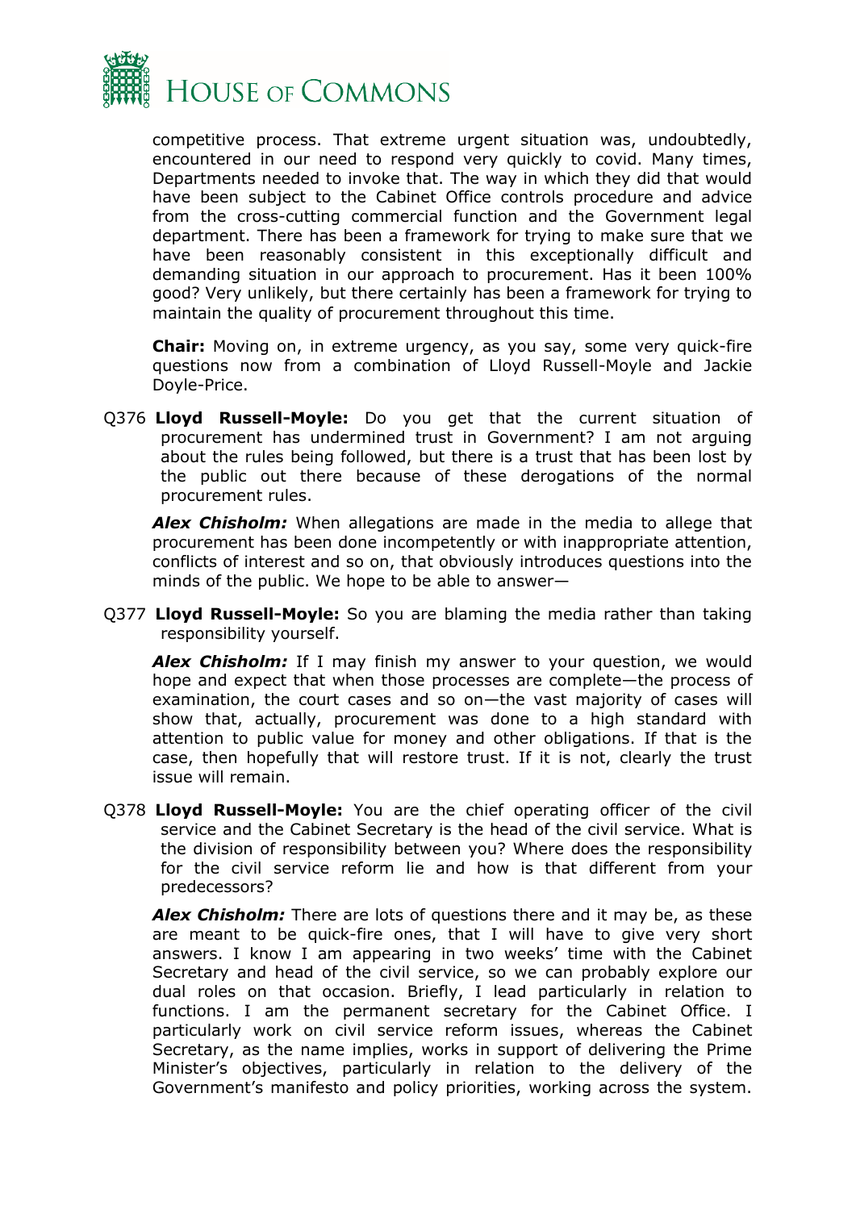competitive process. That extreme urgent situation was, undoubtedly, encountered in our need to respond very quickly to covid. Many times, Departments needed to invoke that. The way in which they did that would have been subject to the Cabinet Office controls procedure and advice from the cross-cutting commercial function and the Government legal department. There has been a framework for trying to make sure that we have been reasonably consistent in this exceptionally difficult and demanding situation in our approach to procurement. Has it been 100% good? Very unlikely, but there certainly has been a framework for trying to maintain the quality of procurement throughout this time.

**Chair:** Moving on, in extreme urgency, as you say, some very quick-fire questions now from a combination of Lloyd Russell-Moyle and Jackie Doyle-Price.

Q376 **Lloyd Russell-Moyle:** Do you get that the current situation of procurement has undermined trust in Government? I am not arguing about the rules being followed, but there is a trust that has been lost by the public out there because of these derogations of the normal procurement rules.

***Alex Chisholm:*** When allegations are made in the media to allege that procurement has been done incompetently or with inappropriate attention, conflicts of interest and so on, that obviously introduces questions into the minds of the public. We hope to be able to answer—

Q377 **Lloyd Russell-Moyle:** So you are blaming the media rather than taking responsibility yourself.

***Alex Chisholm:*** If I may finish my answer to your question, we would hope and expect that when those processes are complete—the process of examination, the court cases and so on—the vast majority of cases will show that, actually, procurement was done to a high standard with attention to public value for money and other obligations. If that is the case, then hopefully that will restore trust. If it is not, clearly the trust issue will remain.

Q378 **Lloyd Russell-Moyle:** You are the chief operating officer of the civil service and the Cabinet Secretary is the head of the civil service. What is the division of responsibility between you? Where does the responsibility for the civil service reform lie and how is that different from your predecessors?

***Alex Chisholm:*** There are lots of questions there and it may be, as these are meant to be quick-fire ones, that I will have to give very short answers. I know I am appearing in two weeks' time with the Cabinet Secretary and head of the civil service, so we can probably explore our dual roles on that occasion. Briefly, I lead particularly in relation to functions. I am the permanent secretary for the Cabinet Office. I particularly work on civil service reform issues, whereas the Cabinet Secretary, as the name implies, works in support of delivering the Prime Minister's objectives, particularly in relation to the delivery of the Government's manifesto and policy priorities, working across the system.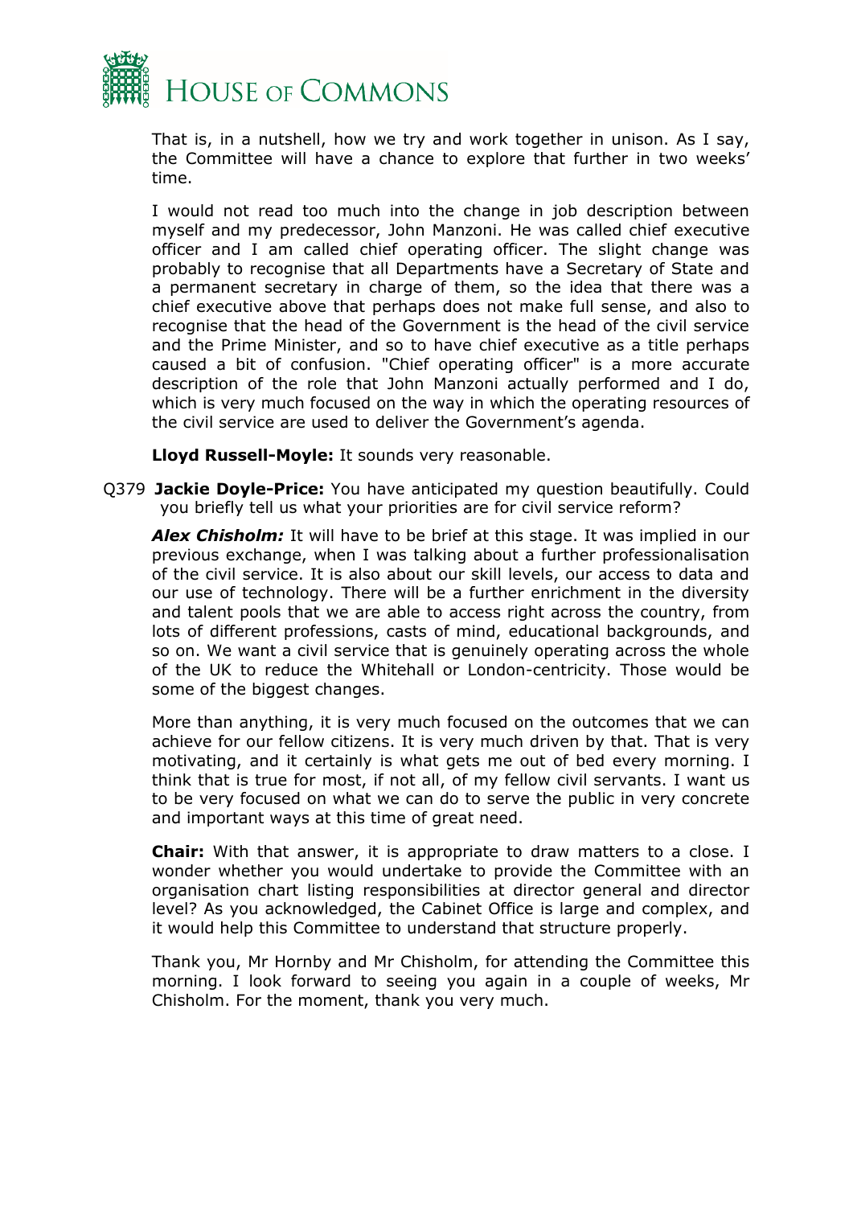That is, in a nutshell, how we try and work together in unison. As I say, the Committee will have a chance to explore that further in two weeks' time.

I would not read too much into the change in job description between myself and my predecessor, John Manzoni. He was called chief executive officer and I am called chief operating officer. The slight change was probably to recognise that all Departments have a Secretary of State and a permanent secretary in charge of them, so the idea that there was a chief executive above that perhaps does not make full sense, and also to recognise that the head of the Government is the head of the civil service and the Prime Minister, and so to have chief executive as a title perhaps caused a bit of confusion. "Chief operating officer" is a more accurate description of the role that John Manzoni actually performed and I do, which is very much focused on the way in which the operating resources of the civil service are used to deliver the Government's agenda.

**Lloyd Russell-Moyle:** It sounds very reasonable.

Q379 **Jackie Doyle-Price:** You have anticipated my question beautifully. Could you briefly tell us what your priorities are for civil service reform?

***Alex Chisholm:*** It will have to be brief at this stage. It was implied in our previous exchange, when I was talking about a further professionalisation of the civil service. It is also about our skill levels, our access to data and our use of technology. There will be a further enrichment in the diversity and talent pools that we are able to access right across the country, from lots of different professions, casts of mind, educational backgrounds, and so on. We want a civil service that is genuinely operating across the whole of the UK to reduce the Whitehall or London-centricity. Those would be some of the biggest changes.

More than anything, it is very much focused on the outcomes that we can achieve for our fellow citizens. It is very much driven by that. That is very motivating, and it certainly is what gets me out of bed every morning. I think that is true for most, if not all, of my fellow civil servants. I want us to be very focused on what we can do to serve the public in very concrete and important ways at this time of great need.

**Chair:** With that answer, it is appropriate to draw matters to a close. I wonder whether you would undertake to provide the Committee with an organisation chart listing responsibilities at director general and director level? As you acknowledged, the Cabinet Office is large and complex, and it would help this Committee to understand that structure properly.

Thank you, Mr Hornby and Mr Chisholm, for attending the Committee this morning. I look forward to seeing you again in a couple of weeks, Mr Chisholm. For the moment, thank you very much.